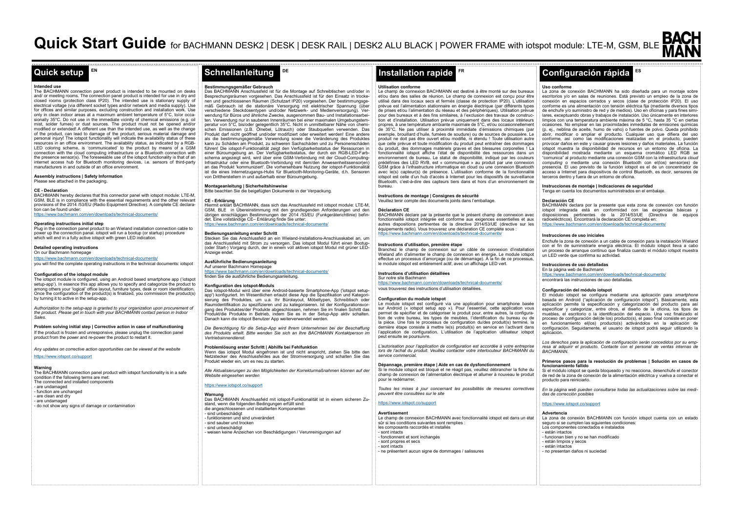# Quick Start Guide for BACHMANN DESK2 | DESK | DESK RAIL | DESK2 ALU BLACK | POWER FRAME with iotspot module: LTE-M, GSM, BLE

BACHMANN

## Quick setup EN

**Intended use**

The BACHMANN connection panel product is intended to be mounted on desks and/ or meeting rooms. The connection panel product is intended for use in dry and closed rooms (protection class IP20). The intended use is stationary supply of electrical voltage (via different socket types and/or network and media supply). Use for offices and similar purposes, excluding construction and installation work. Use only in clean indoor areas at a maximum ambient temperature of 5°C, to/or occasionally 35°C. Do not use in the immediate vicinity of chemical emissions (e.g. oil mist, solder fumes) or dust sources. The product must not be opened and/or modified or extended! A different use than the intended use, as well as the change of the product, can lead to damage of the product, serious material damage and personal injury! The iotspot functionality will indicate the availability status of these resources in an office environment. The availability status, as indicated by a RGB-LED coloring scheme, is 'communicated' to the product by means of a GSM connection with the cloud computing infrastructure or a Bluetooth connection with the presence sensor(s). The foreseeable use of the iotspot functionality is that of an internet access hub for Bluetooth monitoring devices, i.e. sensors of third-party manufacturers in and outside of an office environment.

**Assembly instructions | Safety Information**

Please see attached in the packaging.

**CE - Declaration**

BACHMANN hereby declares that this connector panel with iotspot module: LTE-M, GSM, BLE is in compliance with the essential requirements and the other relevant provisions of the 2014 /53/EU (Radio Equipment Directive). A complete CE declaration can be found under:
https://www.bachmann.com/en/downloads/technical-documents/

**Operating instructions initial step**

Plug in the connection panel product to an Wieland installation connection cable to power up the connection panal. iotspot will run a bootup (or startup) procedure which will end in a fully active iotspot with green LED indication.

**Detailed operating instructions**

On our Bachmann homepage
https://www.bachmann.com/en/downloads/technical-documents/
you will find the complete operating instructions in the technical documents: iotspot

**Configuration of the iotspot module**

The iotspot module is configured, using an Android based smartphone app ('iotspot setup-app'). In essence this app allows you to specify and categorize the product to among others your 'logical' office layout, furniture types, desk or room identification. Once the configuration of the product(s) is finalized, you commission the product(s) by turning it to active in the setup-app.

*Authorization to the setup-app is granted to your organization upon procurement of the product. Please get in touch with your BACHMANN contact person in Indoor Sales.*

**Problem solving initial step | Corrective action in case of malfunctioning**

If the product is frozen and unresponsive, please unplug the connection panel product from the power and re-power the product to restart it.

*Any updates on corrective action opportunities can be viewed at the website*

https://www.iotspot.co/support

**Warning**

The BACHMANN connection panel product with iotspot functionality is in a safe condition if the following terms are met:
The connected and installed components
- are undamaged
- function are unchanged
- are clean and dry
- are undamaged
- do not show any signs of damage or contamination

## Schnellanleitung DE

**Bestimmungsgemäßer Gebrauch**

Das BACHMANN Anschlussfeld ist für die Montage auf Schreibtischen und/oder in Besprechungsräumen vorgesehen. Das Anschlussfeld ist für den Einsatz in trockenen und geschlossenen Räumen (Schutzart IP20) vorgesehen. Der bestimmungsgemäß Gebrauch ist die stationäre Versorgung mit elektrischer Spannung (über verschiedene Steckdosentypen und/oder Netzwerk- und Medienversorgung). Verwendung für Büros und ähnliche Zwecke, ausgenommen Bau- und Installationsarbeiten. Verwendung nur in sauberen Innenräumen bei einer maximalen Umgebungstemperatur von 5°C, bis/oder gelegentlich 35°C. Nicht in unmittelbarer Nähe von chemischen Emissionen (z.B. Ölnebel, Lötrauch) oder Staubquellen verwenden. Das Produkt darf nicht geöffnet und/oder modifiziert oder erweitert werden! Eine andere als die bestimmungsgemäße Verwendung sowie die Veränderung des Produktes kann zu Schäden am Produkt, zu schweren Sachschäden und zu Personenschäden führen! Die iotspot-Funktionalität zeigt den Verfügbarkeitsstatus der Ressourcen in einer Büroumgebung an. Der Verfügbarkeitsstatus, der durch ein RGB-LED-Farbschema angezeigt wird, wird über eine GSM-Verbindung mit der Cloud-Computing-Infrastruktur oder eine Bluetooth-Verbindung mit dem/den Anwesenheitssensor(en) an das Produkt 'kommuniziert'. Die vorhersehbare Nutzung der iotspot-Funktionalität ist die eines Internetzugangs-Hubs für Bluetooth-Monitoring-Geräte, d.h. Sensoren von Drittherstellern in und außerhalb einer Büroumgebung.

**Montageanleitung | Sicherheitshinweise**

Bitte beachten Sie die beigefügten Dokumente in der Verpackung.

**CE - Erklärung**

Hiermit erklärt BACHMANN, dass sich das Anschlussfeld mit iotspot module: LTE-M, GSM, BLE in Übereinstimmung mit den grundlegenden Anforderungen und den übrigen einschlägigen Bestimmungen der 2014 /53/EU (Funkgeräterichtlinie) befindet. Eine vollständige CE– Erklärung finde Sie unter:
https://www.bachmann.com/en/downloads/technical-documents/

**Bedienungsanleitung erster Schritt**

Stecken Sie das Anschlussfeld an ein Wieland-Installations-Anschlusskabel an, um das Anschlussfeld mit Strom zu versorgen. Das iotspot Modul führt einen Bootup- (oder Start-) Vorgang durch, der in einem voll aktiven iotspot Modul mit grüner LED-Anzeige endet.

**Ausführliche Bedienungsanleitung**

Auf unserer Bachmann Homepage
https://www.bachmann.com/en/downloads/technical-documents/
finden Sie die ausführliche Bedienungsanleitung.

**Konfiguration des iotspot-Moduls**

Das iotspot-Modul wird über eine Android-basierte Smartphone-App ('iotspot setup-app') konfiguriert. Im Wesentlichen erlaubt diese App die Spezifikation und Kategorisierung des Produktes, um u.a. Ihr Bürolayout, Möbeltypen, Schreibtisch oder Raumidentifikation zu spezifizieren und zu kategorisieren. Ist der Konfigurationsvorgang des Produktes/der Produkte abgeschlossen, nehmen Sie im finalen Schritt das Produkt/die Produkte in Betrieb, indem Sie es in der Setup-App aktiv schalten. Danach kann die iotspot Benutzer App weiterverwendet werden.

*Die Berechtigung für die Setup-App wird Ihrem Unternehmen bei der Beschaffung des Produkts erteilt. Bitte wenden Sie sich an Ihre BACHMANN Kontaktperson im Vertriebsinnendienst.*

**Problemlösung erster Schritt | Abhilfe bei Fehlfunktion**

Wenn das iotspot Modul eingefroren ist und nicht anspricht, ziehen Sie bitte den Netzstecker des Anschlussfeldes aus der Stromversorgung und schalten Sie das Produkt wieder ein, um es neu zu starten.

*Alle Aktualisierungen zu den Möglichkeiten der Korrekturmaßnahmen können auf der Website eingesehen werden*

https://www.iotspot.co/support

**Warnung**

Das BACHMANN Anschlussfeld mit iotspot-Funktionalität ist in einem sicheren Zustand, wenn die folgenden Bedingungen erfüllt sind:
die angeschlossenen und installierten Komponenten
- sind unbeschädigt
- funktionieren und sind unverändert
- sind sauber und trocken
- sind unbeschädigt
- weisen keine Anzeichen von Beschädigungen / Verunreinigungen auf

## Installation rapide FR

**Utilisation conforme**

Le champ de connexion BACHMANN est destiné à être monté sur des bureaux et/ou dans des salles de réunion. Le champ de connexion est conçu pour être utilisé dans des locaux secs et fermés (classe de protection IP20). L'utilisation prévue est l'alimentation stationnaire en énergie électrique (par différents types de prises et/ou l'alimentation du réseau et des périphériques). Utilisation prévue pour des bureaux et à des fins similaires, à l'exclusion des travaux de construction et d'installation. Utilisation prévue uniquement dans des locaux intérieurs propres, à une température ambiante maximale de 5°C, et/ou occasionnellement de 35°C. Ne pas utiliser à proximité immédiate d'émissions chimiques (par exemple, brouillard d'huile, fumées de soudure) ou de sources de poussière. Le produit ne doit pas être ouvert et/ou modifié, ni étendu ! Toute utilisation autre que celle prévue et toute modification du produit peut entraîner des dommages du produit, des dommages matériels graves et des blessures corporelles ! La fonctionnalité iotspot affiche l'état de disponibilité des ressources dans un environnement de bureau. Le statut de disponibilité, indiqué par les couleurs prédéfinies des LED RVB, est « communiqué » au produit par une connexion GSM grâce à l'infrastructure informatique en cloud ou une connexion Bluetooth avec le(s) capteur(s) de présence. L'utilisation conforme de la fonctionnalité iotspot est celle d'un hub d'accès à Internet pour les dispositifs de surveillance Bluetooth, c'est-à-dire des capteurs tiers dans et hors d'un environnement de bureau.

**Instructions de montage | Consignes de sécurité**

Veuillez tenir compte des documents joints dans l'emballage.

**Déclaration CE**

BACHMANN déclare par la présente que le présent champ de connexion avec fonctionnalité iotspot intégrée est conforme aux exigences essentielles et aux autres dispositions pertinentes de la directive 2014/53/UE (directive sur les équipements radio). Vous trouverez une déclaration CE complète sous :
https://www.bachmann.com/en/downloads/technical-documents/

**Instructions d'utilisation, première étape**

Branchez le champ de connexion sur un câble de connexion d'installation Wieland afin d'alimenter le champ de connexion en énergie. Le module iotspot effectue un processus d'amorçage (ou de démarrage). À la fin de ce processus, le module iotspot est entièrement actif, avec un affichage LED vert.

**Instructions d'utilisation détaillées**

Sur notre site Bachmann
https://www.bachmann.com/en/downloads/technical-documents/
vous trouverez des instructions d'utilisation détaillées.

**Configuration du module iotspot**

Le module iotspot est configuré via une application pour smartphone basée sur Android (« iotspot setup app »). Pour l'essentiel, cette application vous permet de spécifier et de catégoriser le produit pour, entre autres, la configuration de votre bureau, les types de meubles, l'identification du bureau ou de la pièce. Une fois le processus de configuration du/des produit(s) terminé, la dernière étape consiste à mettre le(s) produit(s) en service en l'activant dans l'application de configuration. L'utilisation de l'application utilisateur iotspot peut ensuite se poursuivre.

*L'autorisation pour l'application de configuration est accordée à votre entreprise lors de l'achat du produit. Veuillez contacter votre interlocuteur BACHMANN du service commercial.*

**Dépannage, première étape | Aide en cas de dysfonctionnement**

Si le module iotspot est bloqué et ne réagit pas, veuillez débrancher la fiche du champ de connexion de l'alimentation électrique et allumer à nouveau le produit pour le redémarrer.

*Toutes les mises à jour concernant les possibilités de mesures correctives peuvent être consultées sur le site*

https://www.iotspot.co/support

**Avertissement**

Le champ de connexion BACHMANN avec fonctionnalité iotspot est dans un état sûr si les conditions suivantes sont remplies :
les composants raccordés et installés
- sont intacts
- fonctionnent et sont inchangés
- sont propres et secs
- sont intacts
- ne présentent aucun signe de dommages / salissures

## Configuración rápida ES

**Uso conforme**

La zona de conexión BACHMANN ha sido diseñada para un montaje sobre escritorios y/o en salas de reuniones. Está previsto un empleo de la zona de conexión en espacios cerrados y secos (clase de protección IP20). El uso conforme es una alimentación con tensión eléctrica fija (mediante diversos tipos de enchufe y/o suministro de red y de medios). Uso en oficinas y para fines similares, exceptuando obras y trabajos de instalación. Uso únicamente en interiores limpios con una temperatura ambiente máxima de 5 °C, hasta 35 °C en ciertas ocasiones. No emplear en las proximidades inmediatas de emisiones químicas (p. ej., neblina de aceite, humo de vaho) o fuentes de polvo. Queda prohibido abrir, modificar o ampliar el producto. Cualquier uso que difiera del uso conforme, así como las modificaciones realizadas en el producto, pueden provocar daños en este y causar graves lesiones y daños materiales. La función iotspot muestra la disponibilidad de recursos en un entorno de oficina. La disponibilidad mostrada mediante un esquema cromático LED RGB se "comunica" al producto mediante una conexión GSM con la infraestructura *cloud computing* o mediante una conexión Bluetooth con el(los) sensor(es) de presencia. El uso previsto de la función iotspot es el de un concentrador de acceso a Internet para dispositivos de control Bluetooth, es decir, sensores de terceros dentro y fuera de un entorno de oficina.

**Instrucciones de montaje | Indicaciones de seguridad**

Tenga en cuenta los documentos suministrados en el embalaje.

**Declaración CE**

BACHMANN declara por la presente que esta zona de conexión con función iotspot integrada está en conformidad con las exigencias básicas y disposiciones pertinentes de la 2014/53/UE (Directiva de equipos radioeléctricos). Encontrará la declaración CE completa en:
https://www.bachmann.com/en/downloads/technical-documents/

**Instrucciones de uso iniciales**

Enchufe la zona de conexión a un cable de conexión para la instalación Wieland con el fin de suministrarle energía eléctrica. El módulo iotspot lleva a cabo un proceso de arranque continuo que finaliza cuando el módulo iotspot muestra un LED verde que confirma su actividad.

**Instrucciones de uso detalladas**

En la página web de Bachmann
https://www.bachmann.com/en/downloads/technical-documents/
encontrará las instrucciones de uso detalladas.

**Configuración del módulo iotspot**

El módulo iotspot se configura mediante una aplicación para *smartphone* basada en Android ("aplicación de configuración iotspot"). Básicamente, esta aplicación permite la especificación y categorización del producto para así especificar y categorizar, entre otros, el diseño de la oficina, los tipos de muebles, el escritorio o la identificación del espacio. Una vez finalizado el proceso de configuración del(de los) producto(s), el paso final consiste en poner en funcionamiento el(los) producto(s) activándolos en la aplicación de configuración. Seguidamente, el usuario de iotspot podrá seguir utilizando la aplicación.

*Los derechos para la aplicación de configuración serán concedidos por su empresa al adquirir el producto. Contacte con el personal de ventas internas de BACHMANN.*

**Primeros pasos para la resolución de problemas | Solución en casos de funcionamiento fallido**

Si el módulo iotspot se queda bloqueado y no reacciona, desenchufe el conector de red de la zona de conexión de la alimentación eléctrica y vuelva a conectar el producto para reiniciarlo.

*En la página web pueden consultarse todas las actualizaciones sobre las medidas de corrección posibles*

https://www.iotspot.co/support

**Advertencia**

La zona de conexión BACHMANN con función iotspot cuenta con un estado seguro si se cumplen las siguientes condiciones:
Los componentes conectados e instalados
- están intactos
- funcionan bien y no se han modificado
- están limpios y secos
- están intactos
- no presentan daños ni suciedad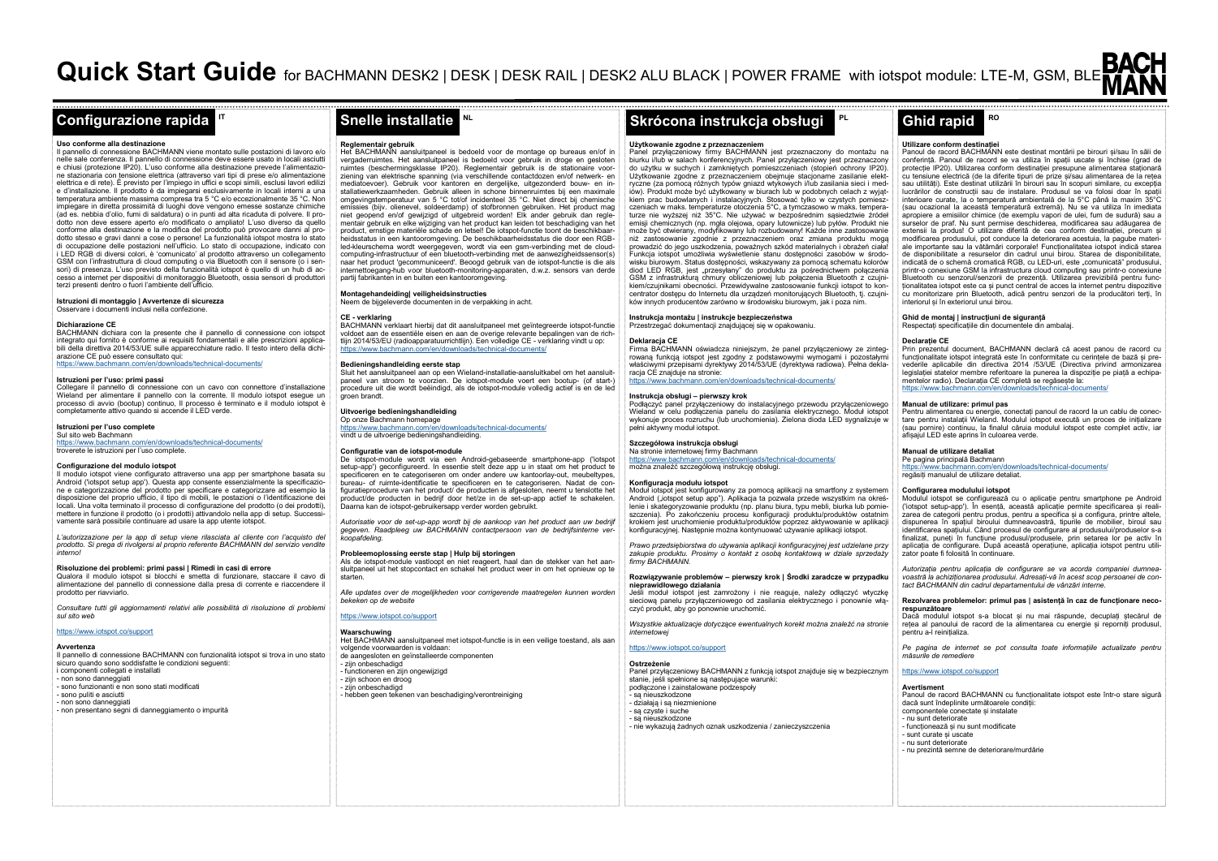# Quick Start Guide for BACHMANN DESK2 | DESK | DESK RAIL | DESK2 ALU BLACK | POWER FRAME with iotspot module: LTE-M, GSM, BLE

## Configurazione rapida IT

**Uso conforme alla destinazione**

Il pannello di connessione BACHMANN viene montato sulle postazioni di lavoro e/o nelle sale conferenza. Il pannello di connessione deve essere usato in locali asciutti e chiusi (protezione IP20). L'uso conforme alla destinazione prevede l'alimentazione stazionaria con tensione elettrica (attraverso vari tipi di prese e/o alimentazione elettrica e di rete). È previsto per l'impiego in uffici e scopi simili, esclusi lavori edilizi e d'installazione. Il prodotto è da impiegarsi esclusivamente in locali interni a una temperatura ambiente massima compresa tra 5 °C e/o eccezionalmente 35 °C. Non impiegare in diretta prossimità di luoghi dove vengono emesse sostanze chimiche (ad es. nebbia d'olio, fumi di saldatura) o in punti ad alta ricaduta di polvere. Il prodotto non deve essere aperto e/o modificato o ampliato! L'uso diverso da quello conforme alla destinazione e la modifica del prodotto può provocare danni al prodotto stesso e gravi danni a cose o persone! La funzionalità iotspot mostra lo stato di occupazione delle postazioni nell'ufficio. Lo stato di occupazione, indicato con i LED RGB di diversi colori, è 'comunicato' al prodotto attraverso un collegamento GSM con l'infrastruttura di cloud computing o via Bluetooth con il sensore (o i sensori) di presenza. L'uso previsto della funzionalità iotspot è quello di un hub di accesso a internet per dispositivi di monitoraggio Bluetooth, ossia sensori di produttori terzi presenti dentro o fuori l'ambiente dell'ufficio.

**Istruzioni di montaggio | Avvertenze di sicurezza**
Osservare i documenti inclusi nella confezione.

**Dichiarazione CE**
BACHMANN dichiara con la presente che il pannello di connessione con iotspot integrato qui fornito è conforme ai requisiti fondamentali e alle prescrizioni applicabili della direttiva 2014/53/UE sulle apparecchiature radio. Il testo intero della dichiarazione CE può essere consultato qui:
https://www.bachmann.com/en/downloads/technical-documents/

**Istruzioni per l'uso: primi passi**
Collegare il pannello di connessione con un cavo con connettore d'installazione Wieland per alimentare il pannello con la corrente. Il modulo iotspot esegue un processo di avvio (bootup) continuo, Il processo è terminato e il modulo iotspot è completamente attivo quando si accende il LED verde.

**Istruzioni per l'uso complete**
Sul sito web Bachmann
https://www.bachmann.com/en/downloads/technical-documents/
troverete le istruzioni per l'uso complete.

**Configurazione del modulo iotspot**
Il modulo iotspot viene configurato attraverso una app per smartphone basata su Android ('iotspot setup app'). Questa app consente essenzialmente la specificazione e categorizzazione del prodotto per specificare e categorizzare ad esempio la disposizione del proprio ufficio, il tipo di mobili, le postazioni o l'identificazione dei locali. Una volta terminato il processo di configurazione del prodotto (o dei prodotti), mettere in funzione il prodotto (o i prodotti) attivandolo nella app di setup. Successivamente sarà possibile continuare ad usare la app utente iotspot.

*L'autorizzazione per la app di setup viene rilasciata al cliente con l'acquisto del prodotto. Si prega di rivolgersi al proprio referente BACHMANN del servizio vendite interno!*

**Risoluzione dei problemi: primi passi | Rimedi in casi di errore**
Qualora il modulo iotspot si blocchi e smetta di funzionare, staccare il cavo di alimentazione del pannello di connessione dalla presa di corrente e riaccendere il prodotto per riavviarlo.

*Consultare tutti gli aggiornamenti relativi alle possibilità di risoluzione di problemi sul sito web*

https://www.iotspot.co/support

**Avvertenza**
Il pannello di connessione BACHMANN con funzionalità iotspot si trova in uno stato sicuro quando sono soddisfatte le condizioni seguenti:
i componenti collegati e installati
- non sono danneggiati
- sono funzionanti e non sono stati modificati
- sono puliti e asciutti
- non sono danneggiati
- non presentano segni di danneggiamento o impurità

## Snelle installatie NL

**Reglementair gebruik**
Het BACHMANN aansluitpaneel is bedoeld voor de montage op bureaus en/of in vergaderruimtes. Het aansluitpaneel is bedoeld voor gebruik in droge en gesloten ruimtes (beschermingsklasse IP20). Reglementair gebruik is de stationaire voorziening van elektrische spanning (via verschillende contactdozen en/of netwerk- en mediatoevoer). Gebruik voor kantoren en dergelijke, uitgezonderd bouw- en installatiewerkzaamheden. Gebruik alleen in schone binnenruimtes bij een maximale omgevingstemperatuur van 5 °C tot/of incidenteel 35 °C. Niet direct bij chemische emissies (bijv. olienevel, soldeerdamp) of stofbronnen gebruiken. Het product mag niet geopend en/of gewijzigd of uitgebreid worden! Elk ander gebruik dan reglementair gebruik en elke wijziging van het product kan leiden tot beschadiging van het product, ernstige materiële schade en letsel! De iotspot-functie toont de beschikbaarheidsstatus in een kantooromgeving. De beschikbaarheidsstatus die door een RGB-led-kleurschema wordt weergegeven, wordt via een gsm-verbinding met de cloud-computing-infrastructuur of een Bluetooth-verbinding met de aanwezigheidssensor(s) naar het product 'gecommuniceerd'. Beoogd gebruik van de iotspot-functie is die als internettoegang-hub voor bluetooth-monitoring-apparaten, d.w.z. sensors van derde partij fabrikanten in en buiten een kantooromgeving.

**Montagehandeiding| veiligheidsinstructies**
Neem de bijgeleverde documenten in de verpakking in acht.

**CE - verklaring**
BACHMANN verklaart hierbij dat dit aansluitpaneel met geïntegreerde iotspot-functie voldoet aan de essentiële eisen en aan de overige relevante bepalingen van de richtlijn 2014/53/EU (radioapparatuurrichtlijn). Een volledige CE - verklaring vindt u op:
https://www.bachmann.com/en/downloads/technical-documents/

**Bedieningshandleiding eerste stap**
Sluit het aansluitpaneel aan op een Wieland-installatie-aansluitkabel om het aansluitpaneel van stroom te voorzien. De iotspot-module voert een bootup- (of start-) procedure uit die wordt beëindigd, als de iotspot-module volledig actief is en de led groen brandt.

**Uitvoerige bedieningshandleiding**
Op onze Bachmann homepage
https://www.bachmann.com/en/downloads/technical-documents/
vindt u de uitvoerige bedieningshandleiding.

**Configuratie van de iotspot-module**
De iotspot-module wordt via een Android-gebaseerde smartphone-app ('iotspot setup-app') geconfigureerd. In essentie stelt deze app u in staat om het product te specificeren en te categoriseren om onder andere uw kantoorlay-out, meubeltypes, bureau- of ruimte-identificatie te specificeren en te categoriseren. Nadat de configuratieprocedure van het product/ de producten is afgesloten, neemt u tenslotte het product/de producten in bedrijf door het/ze in de set-up-app actief te schakelen. Daarna kan de iotspot-gebruikersapp verder worden gebruikt.

*Autorisatie voor de set-up-app wordt bij de aankoop van het product aan uw bedrijf gegeven. Raadpleeg uw BACHMANN contactpersoon van de bedrijfsinterne verkoopafdeling.*

**Probleemoplossing eerste stap | Hulp bij storingen**
Als de iotspot-module vastloopt en niet reageert, haal dan de stekker van het aansluitpaneel uit het stopcontact en schakel het product weer in om het opnieuw op te starten.

*Alle updates over de mogelijkheden voor corrigerende maatregelen kunnen worden bekeken op de website*

https://www.iotspot.co/support

**Waarschuwing**
Het BACHMANN aansluitpaneel met iotspot-functie is in een veilige toestand, als aan volgende voorwaarden is voldaan:
de aangesloten en geïnstalleerde componenten
- zijn onbeschadigd
- functioneren en zijn ongewijzigd
- zijn schoon en droog
- zijn onbeschadigd
- hebben geen tekenen van beschadiging/verontreiniging

## Skrócona instrukcja obsługi PL

**Użytkowanie zgodne z przeznaczeniem**
Panel przyłączeniowy firmy BACHMANN jest przeznaczony do montażu na biurku i/lub w salach konferencyjnych. Panel przyłączeniowy jest przeznaczony do użytku w suchych i zamkniętych pomieszczeniach (stopień ochrony IP20). Użytkowanie zgodne z przeznaczeniem obejmuje stacjonarne zasilanie elektryczne (za pomocą różnych typów gniazd wtykowych i/lub zasilania sieci i mediów). Produkt może być użytkowany w biurach lub w podobnych celach z wyjątkiem prac budowlanych i instalacyjnych. Stosować tylko w czystych pomieszczeniach w maks. temperaturze otoczenia 5°C, a tymczasowo w maks. temperaturze nie wyższej niż 35°C. Nie używać w bezpośrednim sąsiedztwie źródeł emisji chemicznych (np. mgła olejowa, opary lutownicze) lub pyłów. Produkt nie może być otwierany, modyfikowany lub rozbudowany! Każde inne zastosowanie niż zastosowanie zgodne z przeznaczeniem oraz zmiana produktu mogą prowadzić do jego uszkodzenia, poważnych szkód materialnych i obrażeń ciała! Funkcja iotspot umożliwia wyświetlenie stanu dostępności zasobów w środowisku biurowym. Status dostępności, wskazywany za pomocą schematu kolorów diod LED RGB, jest „przesyłany" do produktu za pośrednictwem połączenia GSM z infrastrukturą chmury obliczeniowej lub połączenia Bluetooth z czujnikiem/czujnikami obecności. Przewidywalne zastosowanie funkcji iotspot to koncentrator dostępu do Internetu dla urządzeń monitorujących Bluetooth, tj. czujników innych producentów zarówno w środowisku biurowym, jak i poza nim.

**Instrukcja montażu | instrukcje bezpieczeństwa**
Przestrzegać dokumentacji znajdującej się w opakowaniu.

**Deklaracja CE**
Firma BACHMANN oświadcza niniejszym, że panel przyłączeniowy ze zintegrowaną funkcją iotspot jest zgodny z podstawowymi wymogami i pozostałymi właściwymi przepisami dyrektywy 2014/53/UE (dyrektywa radiowa). Pełna deklaracja CE znajduje na stronie:
https://www.bachmann.com/en/downloads/technical-documents/

**Instrukcja obsługi – pierwszy krok**
Podłączyć panel przyłączeniowy do instalacyjnego przewodu przyłączeniowego Wieland w celu podłączenia panelu do zasilania elektrycznego. Moduł iotspot wykonuje proces rozruchu (lub uruchomienia). Zielona dioda LED sygnalizuje w pełni aktywny moduł iotspot.

**Szczegółowa instrukcja obsługi**
Na stronie internetowej firmy Bachmann
https://www.bachmann.com/en/downloads/technical-documents/
można znaleźć szczegółową instrukcję obsługi.

**Konfiguracja modułu iotspot**
Moduł iotspot jest konfigurowany za pomocą aplikacji na smartfony z systemem Android („iotspot setup app"). Aplikacja ta pozwala przede wszystkim na określenie i skategoryzowanie produktu (np. planu biura, typu mebli, biurka lub pomieszczenia). Po zakończeniu procesu konfiguracji produktu/produktów ostatnim krokiem jest uruchomienie produktu/produktów poprzez aktywowanie w aplikacji konfiguracyjnej. Następnie można kontynuować używanie aplikacji iotspot.

*Prawo przedsiębiorstwa do używania aplikacji konfiguracyjnej jest udzielane przy zakupie produktu. Prosimy o kontakt z osobą kontaktową w dziale sprzedaży firmy BACHMANN.*

**Rozwiązywanie problemów – pierwszy krok | Środki zaradcze w przypadku nieprawidłowego działania**
Jeśli moduł iotspot jest zamrożony i nie reaguje, należy odłączyć wtyczkę sieciową panelu przyłączeniowego od zasilania elektrycznego i ponownie włączyć produkt, aby go ponownie uruchomić.

*Wszystkie aktualizacje dotyczące ewentualnych korekt można znaleźć na stronie internetowej*

https://www.iotspot.co/support

**Ostrzeżenie**
Panel przyłączeniowy BACHMANN z funkcją iotspot znajduje się w bezpiecznym stanie, jeśli spełnione są następujące warunki:
podłączone i zainstalowane podzespoły
- są nieuszkodzone
- działają i są niezmienione
- są czyste i suche
- są nieuszkodzone
- nie wykazują żadnych oznak uszkodzenia / zanieczyszczenia

## Ghid rapid RO

**Utilizare conform destinației**
Panoul de racord BACHMANN este destinat montării pe birouri și/sau în săli de conferință. Panoul de racord se va utiliza în spații uscate și închise (grad de protecție IP20). Utilizarea conform destinației presupune alimentarea staționară cu tensiune electrică (de la diferite tipuri de prize și/sau alimentarea de la rețea sau utilități). Este destinat utilizării în birouri sau în scopuri similare, cu excepția lucrărilor de construcții sau de instalare. Produsul se va folosi doar în spații interioare curate, la o temperatură ambientală de la 5°C până la maxim 35°C (sau ocazional la această temperatură extremă). Nu se va utiliza în imediata apropiere a emisiilor chimice (de exemplu vapori de ulei, fum de sudură) sau a surselor de praf. Nu sunt permise deschiderea, modificarea sau adăugarea de extensii la produs! O utilizare diferită de cea conform destinației, precum și modificarea produsului, pot conduce la deteriorarea acestuia, la pagube materiale importante sau la vătămări corporale! Funcționalitatea iotspot indică starea de disponibilitate a resurselor din cadrul unui birou. Starea de disponibilitate, indicată de o schemă cromatică RGB, cu LED-uri, este „comunicată" produsului, printr-o conexiune GSM la infrastructura cloud computing sau printr-o conexiune Bluetooth cu senzorul/senzorii de prezență. Utilizarea previzibilă pentru funcționalitatea iotspot este ca și punct central de acces la internet pentru dispozitive cu monitorizare prin Bluetooth, adică pentru senzori de la producători terți, în interiorul și în exteriorul unui birou.

**Ghid de montaj | instrucțiuni de siguranță**
Respectați specificațiile din documentele din ambalaj.

**Declarație CE**
Prin prezentul document, BACHMANN declară că acest panou de racord cu funcționalitate iotspot integrată este în conformitate cu cerințele de bază și prevederile aplicabile din directiva 2014 /53/UE (Directiva privind armonizarea legislației statelor membre referitoare la punerea la dispoziție pe piață a echipamentelor radio). Declarația CE completă se regăsește la:
https://www.bachmann.com/en/downloads/technical-documents/

**Manual de utilizare: primul pas**
Pentru alimentarea cu energie, conectați panoul de racord la un cablu de conectare pentru instalații Wieland. Modulul iotspot execută un proces de inițializare (sau pornire) continuu, la finalul căruia modulul iotspot este complet activ, iar afișajul LED este aprins în culoarea verde.

**Manual de utilizare detaliat**
Pe pagina principală Bachmann
https://www.bachmann.com/en/downloads/technical-documents/
regăsiți manualul de utilizare detaliat.

**Configurarea modulului iotspot**
Modulul iotspot se configurează cu o aplicație pentru smartphone pe Android ('iotspot setup-app'). În esență, această aplicație permite specificarea și vizualizarea de categorii pentru produs, pentru a specifica și a configura, printre altele, dispunerea în spațiul biroului dumneavoastră, tipurile de mobilier, biroul sau identificarea spațiului. Când procesul de configurare al produsului/produselor s-a finalizat, puneți în funcțiune produsul/produsele, prin setarea lor pe activ în aplicația de configurare. După această operațiune, aplicația iotspot pentru utilizator poate fi folosită în continuare.

*Autorizația pentru aplicația de configurare se va acorda companiei dumneavoastră la achiziționarea produsului. Adresați-vă în acest scop persoanei de contact BACHMANN din cadrul departamentului de vânzări interne.*

**Rezolvarea problemelor: primul pas | asistență în caz de funcționare necorespunzătoare**
Dacă modulul iotspot s-a blocat și nu mai răspunde, decuplați ștecărul de rețea al panoului de racord de la alimentarea cu energie și reporniți produsul, pentru a-l reinițializa.

*Pe pagina de internet se pot consulta toate informațiile actualizate pentru măsurile de remediere*

https://www.iotspot.co/support

**Avertisment**
Panoul de racord BACHMANN cu funcționalitate iotspot este într-o stare sigură dacă sunt îndeplinite următoarele condiții:
componentele conectate și instalate
- nu sunt deteriorate
- funcționează și nu sunt modificate
- sunt curate și uscate
- nu sunt deteriorate
- nu prezintă semne de deteriorare/murdărie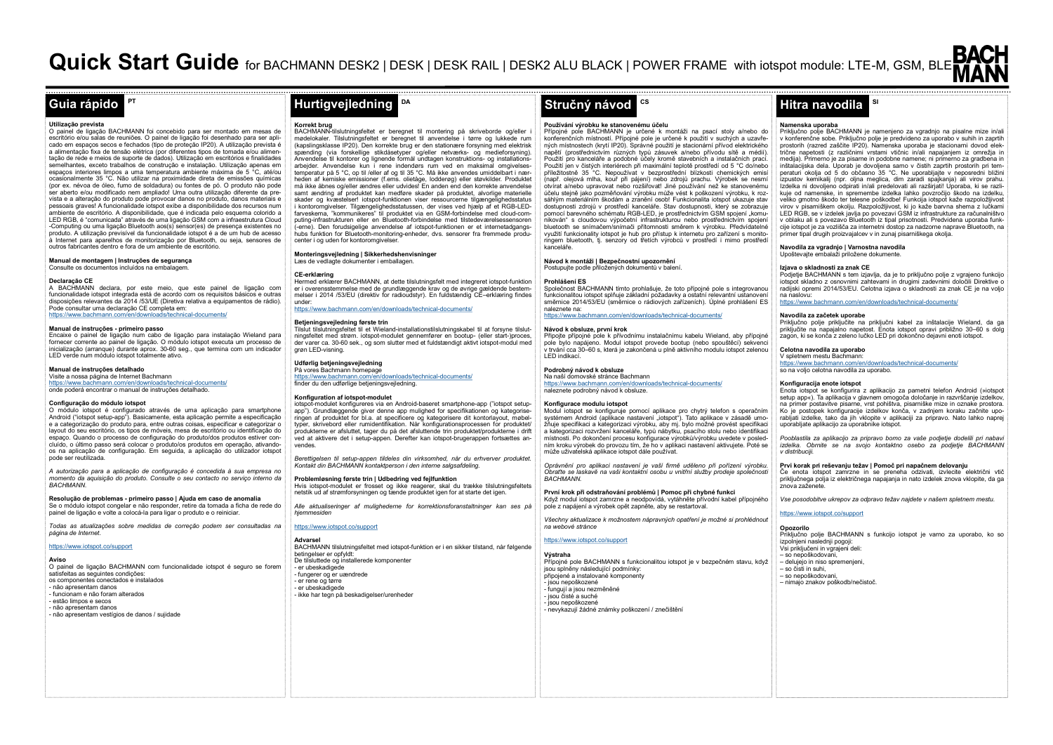# Quick Start Guide for BACHMANN DESK2 | DESK | DESK RAIL | DESK2 ALU BLACK | POWER FRAME with iotspot module: LTE-M, GSM, BLE

## Guia rápido PT

**Utilização prevista**
O painel de ligação BACHMANN foi concebido para ser montado em mesas de escritório e/ou salas de reuniões. O painel de ligação foi desenhado para ser aplicado em espaços secos e fechados (tipo de proteção IP20). A utilização prevista é a alimentação fixa de tensão elétrica (por diferentes tipos de tomada e/ou alimentação de rede e meios de suporte de dados). Utilização em escritórios e finalidades semelhantes, exceto trabalhos de construção e instalação. Utilização apenas em espaços interiores limpos a uma temperatura ambiente máxima de 5 °C, até/ou ocasionalmente 35 °C. Não utilizar na proximidade direta de emissões químicas (por ex. névoa de óleo, fumo de soldadura) ou fontes de pó. O produto não pode ser aberto e/ou modificado nem ampliado! Uma outra utilização diferente da prevista e a alteração do produto pode provocar danos no produto, danos materiais e pessoais graves! A funcionalidade iotspot exibe a disponibilidade dos recursos num ambiente de escritório. A disponibilidade, que é indicada pelo esquema colorido a LED RGB, é "comunicada" através de uma ligação GSM com a infraestrutura Cloud-Computing ou uma ligação Bluetooth aos(s) sensor(es) de presença existentes no produto. A utilização previsível da funcionalidade iotspot é a de um hub de acesso à Internet para aparelhos de monitorização por Bluetooth, ou seja, sensores de outros fabricantes dentro e fora de um ambiente de escritório.

**Manual de montagem | Instruções de segurança**
Consulte os documentos incluídos na embalagem.

**Declaração CE**
A BACHMANN declara, por este meio, que este painel de ligação com funcionalidade iotspot integrada está de acordo com os requisitos básicos e outras disposições relevantes da 2014 /53/UE (Diretiva relativa a equipamentos de rádio). Pode consultar uma declaração CE completa em:
https://www.bachmann.com/en/downloads/technical-documents/

**Manual de instruções - primeiro passo**
Encaixe o painel de ligação num cabo de ligação para instalação Wieland para fornecer corrente ao painel de ligação. O módulo iotspot executa um processo de inicialização (arranque) durante aprox. 30-60 seg., que termina com um indicador LED verde num módulo iotspot totalmente ativo.

**Manual de instruções detalhado**
Visite a nossa página de Internet Bachmann
https://www.bachmann.com/en/downloads/technical-documents/
onde poderá encontrar o manual de instruções detalhado.

**Configuração do módulo iotspot**
O módulo iotspot é configurado através de uma aplicação para smartphone Android ("iotspot setup-app"). Basicamente, esta aplicação permite a especificação e a categorização do produto para, entre outras coisas, especificar e categorizar o layout do seu escritório, os tipos de móveis, mesa de escritório ou identificação do espaço. Quando o processo de configuração do produto/dos produtos estiver concluído, o último passo será colocar o produto/os produtos em operação, ativando-os na aplicação de configuração. Em seguida, a aplicação do utilizador iotspot pode ser reutilizada.

*A autorização para a aplicação de configuração é concedida à sua empresa no momento da aquisição do produto. Consulte o seu contacto no serviço interno da BACHMANN.*

**Resolução de problemas - primeiro passo | Ajuda em caso de anomalia**
Se o módulo iotspot congelar e não responder, retire da tomada a ficha de rede do painel de ligação e volte a colocá-la para ligar o produto e o reiniciar.

*Todas as atualizações sobre medidas de correção podem ser consultadas na página de Internet.*

https://www.iotspot.co/support

**Aviso**
O painel de ligação BACHMANN com funcionalidade iotspot é seguro se forem satisfeitas as seguintes condições:
os componentes conectados e instalados
- não apresentam danos
- funcionam e não foram alterados
- estão limpos e secos
- não apresentam danos
- não apresentam vestígios de danos / sujidade

## Hurtigvejledning DA

**Korrekt brug**
BACHMANN-tilslutningsfeltet er beregnet til montering på skriveborde og/eller i mødelokaler. Tilslutningsfeltet er beregnet til anvendelse i tørre og lukkede rum (kapslingsklasse IP20). Den korrekte brug er den stationære forsyning med elektrisk spænding (via forskellige stikdåsetyper og/eller netværks- og medieforsyning). Anvendelse til kontorer og lignende formål undtagen konstruktions- og installationsarbejder. Anvendelse kun i rene indendørs rum ved en maksimal omgivelsestemperatur på 5 °C, op til /eller af og til 35 °C. Må ikke anvendes umiddelbart i nærheden af kemiske emissioner (f.eks. olietåge, loddерøg) eller støvkilder. Produktet må ikke åbnes og/eller ændres eller udvides! En anden end den korrekte anvendelse samt ændring af produktet kan medføre skader på produktet, alvorlige materielle skader og kvæstelser! iotspot-funktionen viser ressourcerne tilgængelighedsstatus i kontoromgivelser. Tilgængelighedsstatussen, der vises ved hjælp af et RGB-LED-farveskema, "kommunikeres" til produktet via en GSM-forbindelse med cloud-computing-infrastrukturen eller en Bluetooth-forbindelse med tilstedeværelsessensoren (-erne). Den forudsigelige anvendelse af iotspot-funktionen er et internetadgangshubs funktion for Bluetooth-monitoring-enheder, dvs. sensorer fra fremmede producenter i og uden for kontoromgivelser.

**Monteringsvejledning | Sikkerhedshenvisninger**
Læs de vedlagte dokumenter i emballagen.

**CE-erklæring**
Hermed erklærer BACHMANN, at dette tilslutningsfelt med integreret iotspot-funktion er i overensstemmelse med de grundlæggende krav og de øvrige gældende bestemmelser i 2014 /53/EU (direktiv for radioudstyr). En fuldstændig CE–erklæring findes under:
https://www.bachmann.com/en/downloads/technical-documents/

**Betjeningsvejledning første trin**
Tilslut tilslutningsfeltet til et Wieland-installationstilslutningskabel til at forsyne tilslutningsfeltet med strøm. iotspot-modulet gennemfører en bootup- (eller start-)proces, der varer ca. 30-60 sek., og som slutter med et fuldstændigt aktivt iotspot-modul med grøn LED-visning.

**Udførlig betjeningsvejledning**
På vores Bachmann homepage
https://www.bachmann.com/en/downloads/technical-documents/
finder du den udførlige betjeningsvejledning.

**Konfiguration af iotspot-modulet**
iotspot-modulet konfigureres via en Android-baseret smartphone-app ("iotspot setup-app"). Grundlæggende giver denne app mulighed for specifikationen og kategoriseringen af produktet for bl.a. at specificere og kategorisere dit kontorlayout, møbeltyper, skrivebord eller rumidentifikation. Når konfigurationsprocessen for produktet/produkterne er afsluttet, tager du på det afsluttende trin produktet/produkterne i drift ved at aktivere det i setup-appen. Derefter kan iotspot-brugerappen fortsættes anvendes.

*Berettigelsen til setup-appen tildeles din virksomhed, når du erhverver produktet. Kontakt din BACHMANN kontaktperson i den interne salgsafdeling.*

**Problemløsning første trin | Udbedring ved fejlfunktion**
Hvis iotspot-modulet er frosset og ikke reagerer, skal du trække tilslutningsfeltets netstik ud af strømforsyningen og tænde produktet igen for at starte det igen.

*Alle aktualiseringer af mulighederne for korrektionsforanstaltninger kan ses på hjemmesiden*

https://www.iotspot.co/support

**Advarsel**
BACHMANN tilslutningsfeltet med iotspot-funktion er i en sikker tilstand, når følgende betingelser er opfyldt:
De tilsluttede og installerede komponenter
- er ubeskadigede
- fungerer og er uændrede
- er rene og tørre
- er ubeskadigede
- ikke har tegn på beskadigelser/urenheder

## Stručný návod CS

**Používání výrobku ke stanovenému účelu**
Přípojné pole BACHMANN je určené k montáži na psací stoly a/nebo do konferenčních místností. Přípojné pole je určené k použití v suchých a uzavřených místnostech (krytí IP20). Správné použití je stacionární přívod elektrického napětí (prostřednictvím různých typů zásuvek a/nebo přívodu sítě a médií). Použití pro kanceláře a podobné účely kromě stavebních a instalačních prací. Použití jen v čistých interiérech při maximální teplotě prostředí od 5 °C do/nebo příležitostně 35 °C. Nepoužívat v bezprostřední blízkosti chemických emisí (např. olejová mlha, kouř při pájení) nebo zdrojů prachu. Výrobek se nesmí otvírat a/nebo upravovat nebo rozšiřovat! Jiné používání než ke stanovenému účelu stejně jako pozměňování výrobku může vést k poškození výrobku, k rozsáhlým materiálním škodám a zranění osob! Funkcionalita iotspot ukazuje stav dostupnosti zdrojů v prostředí kanceláře. Stav dostupnosti, který se zobrazuje pomocí barevného schématu RGB-LED, je prostřednictvím GSM spojení „komunikován" s cloudovou výpočetní infrastrukturou nebo prostřednictvím spojení bluetooth se snímačem/snímači přítomnosti směrem k výrobku. Předvídatelné využití funkcionality iotspot je hub pro přístup k internetu pro zařízení s monitoringem bluetooth, tj. senzory od třetích výrobců v prostředí i mimo prostředí kanceláře.

**Návod k montáži | Bezpečnostní upozornění**
Postupujte podle přiložených dokumentů v balení.

**Prohlášení ES**
Společnost BACHMANN tímto prohlašuje, že toto přípojné pole s integrovanou funkcionalitou iotspot splňuje základní požadavky a ostatní relevantní ustanovení směrnice 2014/53/EU (směrnice o rádiových zařízeních). Úplné prohlášení ES naleznete na:
https://www.bachmann.com/en/downloads/technical-documents/

**Návod k obsluze, první krok**
Připojte přípojné pole k přívodnímu instalačnímu kabelu Wieland, aby přípojné pole bylo napájeno. Modul iotspot provede bootup (nebo spouštěcí) sekvenci v trvání cca 30–60 s, která je zakončená u plně aktivního modulu iotspot zelenou LED indikací.

**Podrobný návod k obsluze**
Na naší domovské stránce Bachmann
https://www.bachmann.com/en/downloads/technical-documents/
naleznete podrobný návod k obsluze.

**Konfigurace modulu iotspot**
Modul iotspot se konfiguruje pomocí aplikace pro chytrý telefon s operačním systémem Android (aplikace nastavení „iotspot"). Tato aplikace v zásadě umožňuje specifikaci a kategorizaci výrobku, aby mj. bylo možné provést specifikaci a kategorizaci rozvržení kanceláře, typů nábytku, psacího stolu nebo identifikaci místností. Po dokončení procesu konfigurace výrobků/výrobku uvedete v posledním kroku výrobek do provozu tím, že ho v aplikaci nastavení aktivujete. Poté se může uživatelská aplikace iotspot dále používat.

*Oprávnění pro aplikaci nastavení je vaší firmě uděleno při pořízení výrobku. Obraťte se laskavě na vaši kontaktní osobu v interní službě prodeje společnosti BACHMANN.*

**První krok při odstraňování problémů | Pomoc při chybné funkci**
Když modul iotspot zamrzne a neodpovídá, vytáhněte přívodní kabel přípojného pole z napájení a výrobek opět zapněte, aby se restartoval.

*Všechny aktualizace k možnostem nápravných opatření je možné si prohlédnout na webové stránce*

https://www.iotspot.co/support

**Výstraha**
Přípojné pole BACHMANN s funkcionalitou iotspot je v bezpečném stavu, když jsou splněny následující podmínky:
připojené a instalované komponenty
- jsou nepoškozené
- fungují a jsou nezměněné
- jsou čisté a suché
- jsou nepoškozené
- nevykazují žádné známky poškození / znečištění

## Hitra navodila SI

**Namenska uporaba**
Priključno polje BACHMANN je namenjeno za vgradnjo na pisalne mize in/ali v konferenčne sobe. Priključno polje je predvideno za uporabo v suhih in zaprtih prostorih (razred zaščite IP20). Namenska uporaba je stacionarni dovod električne napetosti (z različnimi vrstami vtičnic in/ali napajanjem iz omrežja in medija). Primerno je za pisarne in podobne namene; ni primerno za gradbena in inštalacijska dela. Uporab je dovoljena samo v čistih zaprtih prostorih pri temperaturi okolja od 5 do občasno 35 °C. Ne uporabljajte v neposredni bližini izpustov kemikalij (npr. oljna meglica, dim zaradi spajkanja) ali virov prahu. Izdelka ni dovoljeno odpirati in/ali predelovati ali razširjati! Uporaba, ki se razlikuje od namenske, ki spremembe izdelka lahko povzročijo škodo na izdelku, veliko gmotno škodo ter telesne poškodbe! Funkcija iotspot kaže razpoložljivost virov v pisarniškem okolju. Razpoložljivost, ki jo kaže barvna shema z lučkami LED RGB, se v izdelek javlja po povezavi GSM iz infrastrukture za računalništvo v oblaku ali s povezavo Bluetooth iz tipal prisotnosti. Predvidena uporaba funkcije iotspot je za vozlišča za internetni dostop za nadzorne naprave Bluetooth, na primer tipal drugih proizvajalcev v in zunaj pisarniškega okolja.

**Navodila za vgradnjo | Varnostna navodila**
Upoštevajte embalaži priložene dokumente.

**Izjava o skladnosti z znak CE**
Podjetje BACHMANN s tem izjavlja, da je to priključno polje z vgrajeno funkcijo iotspot skladno z osnovnimi zahtevami in drugimi zadevnimi določili Direktive o radijski opremi 2014/53/EU. Celotna izjava o skladnosti za znak CE je na voljo na naslovu:
https://www.bachmann.com/en/downloads/technical-documents/

**Navodila za začetek uporabe**
Priključno polje priključite na priključni kabel za inštalacije Wieland, da ga priključite na napajalno napetost. Enota iotspot opravi približno 30–60 s dolg zagon, ki se konča z zeleno lučko LED pri dokončno dejavni enoti iotspot.

**Celotna navodila za uporabo**
V spletnem mestu Bachmann:
https://www.bachmann.com/en/downloads/technical-documents/
so na voljo celotna navodila za uporabo.

**Konfiguracija enote iotspot**
Enota iotspot se konfigurira z aplikacijo za pametni telefon Android (»iotspot setup app«). Ta aplikacija v glavnem omogoča določanje in razvrščanje izdelkov, na primer postavitve pisarne, vrst pohištva, pisarniške mize in oznake prostora. Ko je postopek konfiguracije izdelkov konča, v zadnjem koraku začnite uporabljati izdelke, tako da jih vklopite v aplikaciji za pripravo. Nato lahko naprej uporabljate aplikacijo za uporabnike iotspot.

*Pooblastila za aplikacijo za pripravo bomo za vaše podjetje dodelili pri nabavi izdelka. Obrnite se na svojo kontaktno osebo za podjetje BACHMANN v distribuciji.*

**Prvi korak pri reševanju težav | Pomoč pri napačnem delovanju**
Če enota iotspot zamrzne in se preneha odzivati, izvlecite električni vtič priključnega polja iz električnega napajanja in nato izdelek znova vklopite, da ga znova zaženete.

*Vse posodobitve ukrepov za odpravo težav najdete v našem spletnem mestu.*

https://www.iotspot.co/support

**Opozorilo**
Priključno polje BACHMANN s funkcijo iotspot je varno za uporabo, ko so izpolnjeni naslednji pogoji:
Vsi priključeni in vgrajeni deli:
– so nepoškodovani,
– delujejo in niso spremenjeni,
– so čisti in suhi,
– so nepoškodovani,
– nimajo znakov poškodb/nečistoč.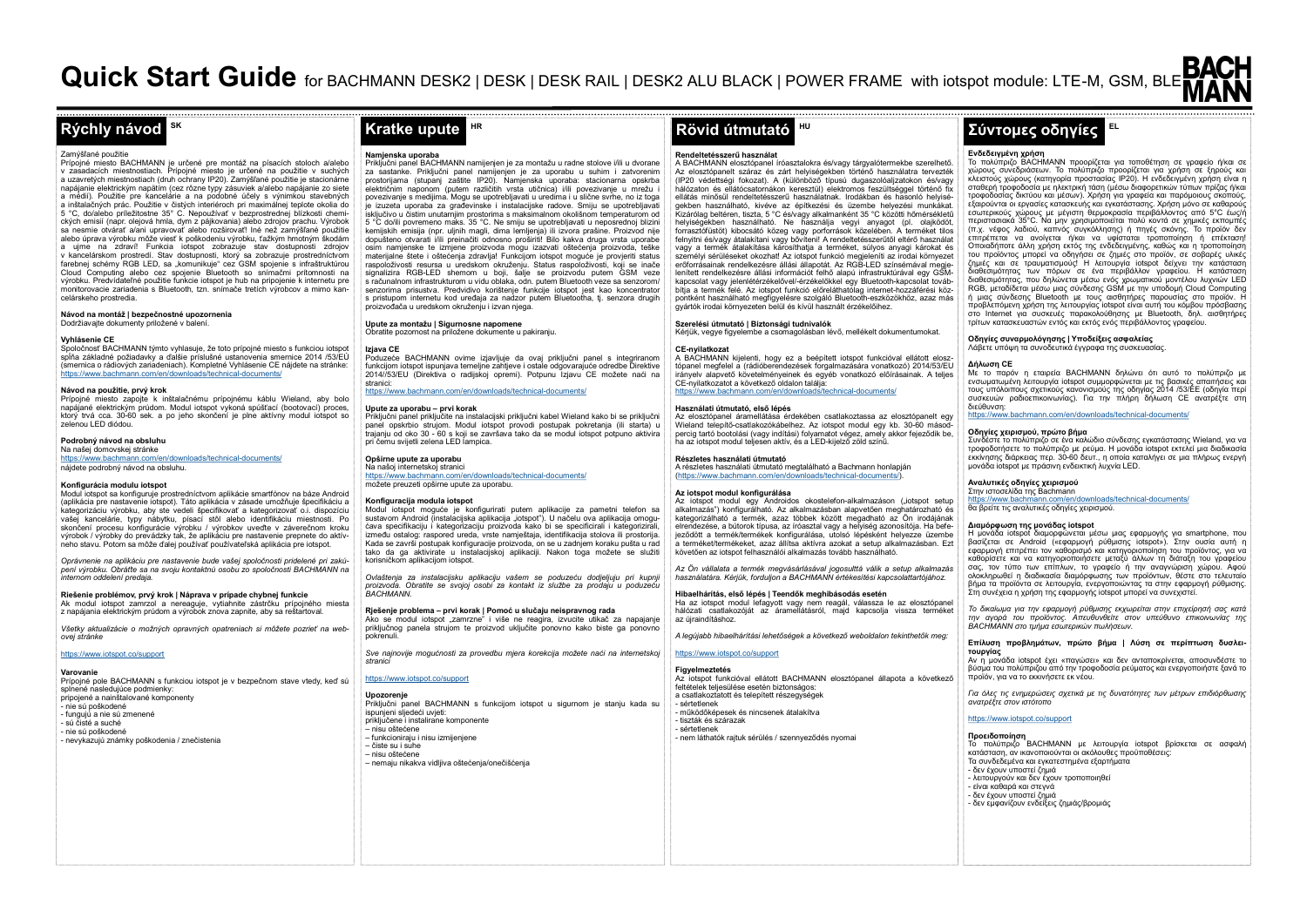# Quick Start Guide for BACHMANN DESK2 | DESK | DESK RAIL | DESK2 ALU BLACK | POWER FRAME with iotspot module: LTE-M, GSM, BLE

BACHMANN

## Rýchly návod SK

Zamýšľané použitie

Prípojné miesto BACHMANN je určené pre montáž na písacích stoloch a/alebo v zasadacích miestnostiach. Prípojné miesto je určené na použitie v suchých a uzavretých miestnostiach (druh ochrany IP20). Zamýšľané použitie je stacionárne napájanie elektrickým napätím (cez rôzne typy zásuviek a/alebo napájanie zo siete a médií). Použitie pre kancelárie a na podobné účely s výnimkou stavebných a inštalačných prác. Použitie v čistých interiéroch pri maximálnej teplote okolia do 5 °C, do/alebo príležitostne 35° C. Nepoužívať v bezprostrednej blízkosti chemických emisií (napr. olejová hmla, dym z pájkovania) alebo zdrojov prachu. Výrobok sa nesmie otvárať a/ani upravovať alebo rozširovať! Iné než zamýšľané použitie alebo úprava výrobku môže viesť k poškodeniu výrobku, ťažkým hmotným škodám a ujme na zdraví! Funkcia iotspot zobrazuje stav dostupnosti zdrojov v kancelárskom prostredí. Stav dostupnosti, ktorý sa zobrazuje prostredníctvom farebnej schémy RGB LED, sa „komunikuje" cez GSM spojenie s infraštruktúrou Cloud Computing alebo cez spojenie Bluetooth so snímačmi prítomnosti na výrobku. Predvídateľné použitie funkcie iotspot je hub na pripojenie k internetu pre monitorovacie zariadenia s Bluetooth, tzn. snímače tretích výrobcov a mimo kancelárskeho prostredia.

**Návod na montáž | Bezpečnostné upozornenia**

Dodržiavajte dokumenty priložené k balení.

**Vyhlásenie CE**

Spoločnosť BACHMANN týmto vyhlasuje, že toto prípojné miesto s funkciou iotspot spĺňa základné požiadavky a ďalšie príslušné ustanovenia smernice 2014 /53/EÚ (smernica o rádiových zariadeniach). Kompletné Vyhlásenie CE nájdete na stránke: https://www.bachmann.com/en/downloads/technical-documents/

**Návod na použitie, prvý krok**

Prípojné miesto zapojte k inštalačnému prípojnému káblu Wieland, aby bolo napájané elektrickým prúdom. Modul iotspot vykoná spúšťací (bootovací) proces, ktorý trvá cca. 30-60 sek. a po jeho skončení je plne aktívny modul iotspot so zelenou LED diódou.

**Podrobný návod na obsluhu**

Na našej domovskej stránke
https://www.bachmann.com/en/downloads/technical-documents/
nájdete podrobný návod na obsluhu.

**Konfigurácia modulu iotspot**

Modul iotspot sa konfiguruje prostredníctvom aplikácie smartfónov na báze Android (aplikácia pre nastavenie iotspot). Táto aplikácia v zásade umožňuje špecifikáciu a kategorizáciu výrobku, aby ste vedeli špecifikovať a kategorizovať o.i. dispozíciu vašej kancelárie, typy nábytku, písací stôl alebo identifikáciu miestnosti. Po skončení procesu konfigurácie výrobku / výrobkov uveďte v záverečnom kroku výrobok / výrobky do prevádzky tak, že aplikáciu pre nastavenie prepnete do aktívneho stavu. Potom sa môže ďalej používať používateľská aplikácia pre iotspot.

*Oprávnenie na aplikáciu pre nastavenie bude vašej spoločnosti pridelené pri zakúpení výrobku. Obráťte sa na svoju kontaktnú osobu zo spoločnosti BACHMANN na internom oddelení predaja.*

**Riešenie problémov, prvý krok | Náprava v prípade chybnej funkcie**

Ak modul iotspot zamrzol a nereaguje, vytiahnite zástrčku prípojného miesta z napájania elektrickým prúdom a výrobok znova zapnite, aby sa reštartoval.

*Všetky aktualizácie o možných opravných opatreniach si môžete pozrieť na webovej stránke*

https://www.iotspot.co/support

**Varovanie**

Prípojné pole BACHMANN s funkciou iotspot je v bezpečnom stave vtedy, keď sú splnené nasledujúce podmienky:
pripojené a nainštalované komponenty
- nie sú poškodené
- fungujú a nie sú zmenené
- sú čisté a suché
- nie sú poškodené
- nevykazujú známky poškodenia / znečistenia

## Kratke upute HR

**Namjenska uporaba**

Priključni panel BACHMANN namijenjen je za montažu u radne stolove i/ili u dvorane za sastanke. Priključni panel namijenjen je za uporabu u suhim i zatvorenim prostorijama (stupanj zaštite IP20). Namjenska uporaba: stacionarna opskrba električnim naponom (putem različitih vrsta utičnica) i/ili povezivanje u mrežu i povezivanje s medijima. Mogu se upotrebljavati u uredima i u slične svrhe, no iz toga je izuzeta uporaba za građevinske i instalacijske radove. Smiju se upotrebljavati isključivo u čistim unutarnjim prostorima s maksimalnom okolišnom temperaturom od 5 °C do/ili povremeno maks. 35 °C. Ne smiju se upotrebljavati u neposrednoj blizini kemijskih emisija (npr. uljnih magli, dima lemljenja) ili izvora prašine. Proizvod nije dopušteno otvarati i/ili preinačiti odnosno proširiti! Bilo kakva druga vrsta uporabe osim namjenske te izmjene proizvoda mogu izazvati oštećenja proizvoda, teške materijalne štete i oštećenja zdravlja! Funkcijom iotspot moguće je provjeriti status raspoloživosti resursa u uredskom okruženju. Status raspoloživosti, koji se inače signalizira RGB-LED shemom u boji, šalje se proizvodu putem GSM veze s računalnom infrastrukturom u vidu oblaka, odn. putem Bluetooth veze sa senzorom/senzorima prisutstva. Predvidivo korištenje funkcije iotspot jest kao koncentrator s pristupom internetu kod uređaja za nadzor putem Bluetootha, tj. senzora drugih proizvođača u uredskom okruženju i izvan njega.

**Upute za montažu | Sigurnosne napomene**

Obratite pozornost na priložene dokumente u pakiranju.

**Izjava CE**

Poduzeće BACHMANN ovime izjavljuje da ovaj priključni panel s integriranom funkcijom iotspot ispunjava temeljne zahtjeve i ostale odgovarajuće odredbe Direktive 2014//53/EU (Direktiva o radijskoj opremi). Potpunu Izjavu CE možete naći na stranici:
https://www.bachmann.com/en/downloads/technical-documents/

**Upute za uporabu – prvi korak**

Priključni panel priključite na instalacijski priključni kabel Wieland kako bi se priključni panel opskrbio strujom. Modul iotspot provodi postupak pokretanja (ili starta) u trajanju od oko 30 - 60 s koji se završava tako da se modul iotspot potpuno aktivira pri čemu svijetli zelena LED lampica.

**Opširne upute za uporabu**

Na našoj internetskoj stranici
https://www.bachmann.com/en/downloads/technical-documents/
možete preuzeti opširne upute za uporabu.

**Konfiguracija modula iotspot**

Modul iotspot moguće je konfigurirati putem aplikacije za pametni telefon sa sustavom Android (instalacijska aplikacija „iotspot"). U načelu ova aplikacija omogućava specifikaciju i kategorizaciju proizvoda kako bi se specificirali i kategorizirali, između ostalog: raspored ureda, vrste namještaja, identifikacija stolova ili prostorija. Kada se završi postupak konfiguracije proizvoda, on se u zadnjem koraku pušta u rad tako da ga aktivirate u instalacijskoj aplikaciji. Nakon toga možete se služiti korisničkom aplikacijom iotspot.

*Ovlaštenja za instalacijsku aplikaciju vašem se poduzeću dodjeljuju pri kupnji proizvoda. Obratite se svojoj osobi za kontakt iz službe za prodaju u poduzeću BACHMANN.*

**Rješenje problema – prvi korak | Pomoć u slučaju neispravnog rada**

Ako se modul iotspot „zamrzne" i više ne reagira, izvucite utikač za napajanje priključnog panela strujom te proizvod uključite ponovno kako biste ga ponovno pokrenuli.

*Sve najnovije mogućnosti za provedbu mjera korekcija možete naći na internetskoj stranici*

https://www.iotspot.co/support

**Upozorenje**

Priključni panel BACHMANN s funkcijom iotspot u sigurnom je stanju kada su ispunjeni sljedeći uvjeti:
priključene i instalirane komponente
– nisu oštećene
– funkcioniraju i nisu izmijenjene
– čiste su i suhe
– nisu oštećene
– nemaju nikakva vidljiva oštećenja/onečišćenja

## Rövid útmutató HU

**Rendeltetésszerű használat**

A BACHMANN elosztópanel íróasztalokra és/vagy tárgyalótermekbe szerelhető. Az elosztópanelt száraz és zárt helyiségekben történő használatra tervezték (IP20 védettségi fokozat). A (különböző típusú dugaszolóaljzatokon és/vagy hálózaton és ellátócsatornákon keresztül) elektromos feszültséggel történő fix ellátás minősül rendeltetésszerű használatnak. Irodákban és hasonló helyiségekben használható, kivéve az építkezési és üzembe helyezési munkákat. Kizárólag beltéren, tiszta, 5 °C és/vagy alkalmanként 35 °C közötti hőmérsékletű helyiségekben használható. Ne használja vegyi anyagot (pl. olajködöt, forrasztófüstöt) kibocsátó közeg vagy porforrások közelében. A terméket tilos felnyitni és/vagy átalakítani vagy bővíteni! A rendeltetésszerűtől eltérő használat vagy a termék átalakítása károsíthatja a terméket, súlyos anyagi károkat és személyi sérüléseket okozhat! Az iotspot funkció megjeleníti az irodai környezet erőforrásainak rendelkezésre állási állapotát. Az RGB-LED színsémával megjelenített rendelkezésre állási információt felhő alapú infrastruktúrával egy GSM-kapcsolat vagy jelenlétérzékelővel/-érzékelőkkel egy Bluetooth-kapcsolat továbbítja a termék felé. Az iotspot funkció előreláthatólag internet-hozzáférési központként használható megfigyelésre szolgáló Bluetooth-eszközökhöz, azaz más gyártók irodai környezeten belül és kívül használt érzékelőihez.

**Szerelési útmutató | Biztonsági tudnivalók**

Kérjük, vegye figyelembe a csomagolásban lévő, melléklet dokumentumokat.

**CE-nyilatkozat**

A BACHMANN kijelenti, hogy ez a beépített iotspot funkcióval ellátott elosztópanel megfelel a (rádióberendezések forgalmazására vonatkozó) 2014/53/EU irányelv alapvető követelményeinek és egyéb vonatkozó előírásainak. A teljes CE-nyilatkozatot a következő oldalon találja:
https://www.bachmann.com/en/downloads/technical-documents/

**Használati útmutató, első lépés**

Az elosztópanel áramellátása érdekében csatlakoztassa az elosztópanelt egy Wieland telepítő-csatlakozókábelhez. Az iotspot modul egy kb. 30-60 másodpercig tartó bootolási (vagy indítási) folyamatot végez, amely akkor fejeződik be, ha az iotspot modul teljesen aktív, és a LED-kijelző zöld színű.

**Részletes használati útmutató**

A részletes használati útmutató megtalálható a Bachmann honlapján (https://www.bachmann.com/en/downloads/technical-documents/).

**Az iotspot modul konfigurálása**

Az iotspot modul egy Androidos okostelefon-alkalmazáson („iotspot setup alkalmazás") konfigurálható. Az alkalmazásban alapvetően meghatározható és kategorizálható a termék, azaz többek között megadható az Ön irodájának elrendezése, a bútorok típusa, az íróasztal vagy a helyiség azonosítója. Ha befejeződött a termék/termékek konfigurálása, utolsó lépésként helyezze üzembe a terméket/termékeket, azaz állítsa aktívra azokat a setup alkalmazásban. Ezt követően az iotspot felhasználói alkalmazás tovább használható.

*Az Ön vállalata a termék megvásárlásával jogosulttá válik a setup alkalmazás használatára. Kérjük, forduljon a BACHMANN értékesítési kapcsolattartójához.*

**Hibaelhárítás, első lépés | Teendők meghibásodás esetén**

Ha az iotspot modul lefagyott vagy nem reagál, válassza le az elosztópanel hálózati csatlakozóját az áramellátásról, majd kapcsolja vissza terméket az újraindításhoz.

*A legújabb hibaelhárítási lehetőségek a következő weboldalon tekinthetők meg:*

https://www.iotspot.co/support

**Figyelmeztetés**

Az iotspot funkcióval ellátott BACHMANN elosztópanel állapota a következő feltételek teljesülése esetén biztonságos:
a csatlakoztatott és telepített részegységek
- sértetlenek
- működőképesek és nincsenek átalakítva
- tiszták és szárazak
- sértetlenek
- nem láthatók rajtuk sérülés / szennyeződés nyomai

## Σύντομες οδηγίες EL

**Ενδεδειγμένη χρήση**

Το πολύπριζο BACHMANN προορίζεται για τοποθέτηση σε γραφείο ή/και σε χώρους συνεδριάσεων. Το πολύπριζο προορίζεται για χρήση σε ξηρούς και κλειστούς χώρους (κατηγορία προστασίας IP20). Η ενδεδειγμένη χρήση είναι η σταθερή τροφοδοσία με ηλεκτρική τάση (μέσω διαφορετικών τύπων πρίζας ή/και τροφοδοσίας δικτύου και μέσων). Χρήση για γραφεία και παρόμοιους σκοπούς, εξαιρούνται οι εργασίες κατασκευής και εγκατάστασης. Χρήση μόνο σε καθαρούς εσωτερικούς χώρους με μέγιστη θερμοκρασία περιβάλλοντος από 5°C έως/ή περιστασιακά 35°C. Να μην χρησιμοποιείται πολύ κοντά σε χημικές εκπομπές (π.χ. νέφος λαδιού, καπνός συγκόλλησης) ή πηγές σκόνης. Το προϊόν δεν επιτρέπεται να ανοίγεται ή/και να υφίσταται τροποποίηση ή επέκταση! Οποιαδήποτε άλλη χρήση εκτός της ενδεδειγμένης, καθώς και η τροποποίηση του προϊόντος μπορεί να οδηγήσει σε ζημιές στο προϊόν, σε σοβαρές υλικές ζημιές και σε τραυματισμούς! Η λειτουργία iotspot δείχνει την κατάσταση διαθεσιμότητας των πόρων σε ένα περιβάλλον γραφείου. Η κατάσταση διαθεσιμότητας, που δηλώνεται μέσω ενός χρωματικού μοντέλου λυχνιών LED RGB, μεταδίδεται μέσω μιας σύνδεσης GSM με την υποδομή Cloud Computing ή μιας σύνδεσης Bluetooth με τους αισθητήρες παρουσίας στο προϊόν. Η προβλεπόμενη χρήση της λειτουργίας iotspot είναι αυτή του κόμβου πρόσβασης στο Internet για συσκευές παρακολούθησης με Bluetooth, δηλ. αισθητήρες τρίτων κατασκευαστών εντός και εκτός ενός περιβάλλοντος γραφείου.

**Οδηγίες συναρμολόγησης | Υποδείξεις ασφαλείας**

Λάβετε υπόψη τα συνοδευτικά έγγραφα της συσκευασίας.

**Δήλωση CE**

Με το παρόν η εταιρεία BACHMANN δηλώνει ότι αυτό το πολύπριζο με ενσωματωμένη λειτουργία iotspot συμμορφώνεται με τις βασικές απαιτήσεις και τους υπόλοιπους σχετικούς κανονισμούς της οδηγίας 2014 /53/ΕΕ (οδηγία περί συσκευών ραδιοεπικοινωνίας). Για την πλήρη δήλωση CE ανατρέξτε στη διεύθυνση:
https://www.bachmann.com/en/downloads/technical-documents/

**Οδηγίες χειρισμού, πρώτο βήμα**

Συνδέστε το πολύπριζο σε ένα καλώδιο σύνδεσης εγκατάστασης Wieland, για να τροφοδοτήσετε το πολύπριζο με ρεύμα. Η μονάδα iotspot εκτελεί μια διαδικασία εκκίνησης διάρκειας περ. 30-60 δευτ., η οποία καταλήγει σε μια πλήρως ενεργή μονάδα iotspot με πράσινη ενδεικτική λυχνία LED.

**Αναλυτικές οδηγίες χειρισμού**

Στην ιστοσελίδα της Bachmann
https://www.bachmann.com/en/downloads/technical-documents/
θα βρείτε τις αναλυτικές οδηγίες χειρισμού.

**Διαμόρφωση της μονάδας iotspot**

Η μονάδα iotspot διαμορφώνεται μέσω μιας εφαρμογής για smartphone, που βασίζεται σε Android («εφαρμογή ρύθμισης iotspot»). Στην ουσία αυτή η εφαρμογή επιτρέπει τον καθορισμό και κατηγοριοποίηση του προϊόντος, για να καθορίσετε και να κατηγοριοποιήσετε μεταξύ άλλων τη διάταξη του γραφείου σας, τον τύπο των επίπλων, το γραφείο ή την αναγνώριση χώρου. Αφού ολοκληρωθεί η διαδικασία διαμόρφωσης των προϊόντων, θέστε στο τελευταίο βήμα τα προϊόντα σε λειτουργία, ενεργοποιώντας τα στην εφαρμογή ρύθμισης. Στη συνέχεια η χρήση της εφαρμογής iotspot μπορεί να συνεχιστεί.

*Το δικαίωμα για την εφαρμογή ρύθμισης εκχωρείται στην επιχείρησή σας κατά την αγορά του προϊόντος. Απευθυνθείτε στον υπεύθυνο επικοινωνίας της BACHMANN στο τμήμα εσωτερικών πωλήσεων.*

**Επίλυση προβλημάτων, πρώτο βήμα | Λύση σε περίπτωση δυσλειτουργίας**

Αν η μονάδα iotspot έχει «παγώσει» και δεν ανταποκρίνεται, αποσυνδέστε το βύσμα του πολύπριζου από την τροφοδοσία ρεύματος και ενεργοποιήστε ξανά το προϊόν, για να το εκκινήσετε εκ νέου.

*Για όλες τις ενημερώσεις σχετικά με τις δυνατότητες των μέτρων επιδιόρθωσης ανατρέξτε στον ιστότοπο*

https://www.iotspot.co/support

**Προειδοποίηση**

Το πολύπριζο BACHMANN με λειτουργία iotspot βρίσκεται σε ασφαλή κατάσταση, αν ικανοποιούνται οι ακόλουθες προϋποθέσεις:
Τα συνδεδεμένα και εγκατεστημένα εξαρτήματα
- δεν έχουν υποστεί ζημιά
- λειτουργούν και δεν έχουν τροποποιηθεί
- είναι καθαρά και στεγνά
- δεν έχουν υποστεί ζημιά
- δεν εμφανίζουν ενδείξεις ζημιάς/βρομιάς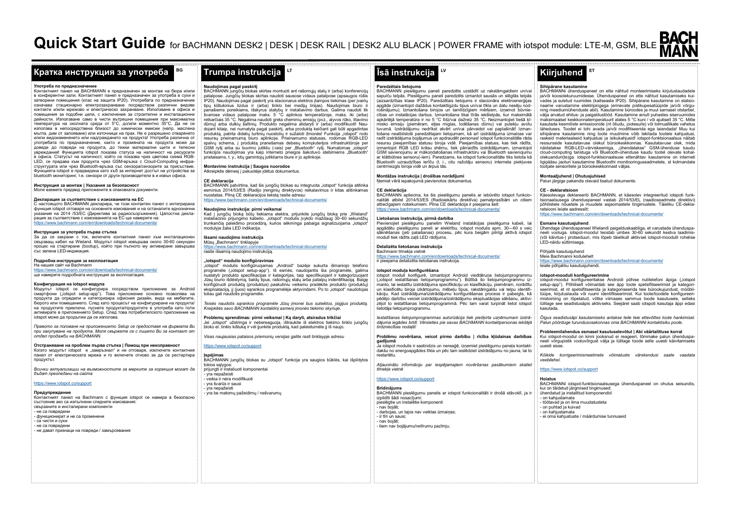# Quick Start Guide for BACHMANN DESK2 | DESK | DESK RAIL | DESK2 ALU BLACK | POWER FRAME with iotspot module: LTE-M, GSM, BLE

## Кратка инструкция за употреба BG

**Употреба по предназначение**
Контактният панел на BACHMANN е предназначен за монтаж на бюра и/или в конферентни зали. Контактният панел е предназначен за употреба в сухи и затворени помещения (клас на защита IP20). Употребата по предназначение означава стационарно електрозахранване посредством различни видове контакти и/или мрежово и електрическо захранване. Използване в офиси и помещения за подобни цели, с изключение на строителни и инсталационни дейности. Използване само в чисти вътрешни помещения при максимална температура на околната среда от 5°C, до/или моментно 35°C. Да не се използва в непосредствена близост до химически емисии (напр. маслена мъгла, дим от запояване) или източници на прах. Не е разрешено отварянето и/или видоизменянето или надграждането на продукта! Употреба различна от употребата по предназначение, както и промяната на продукта може да доведе до повреди на продукта, до тежки материални щети и телесни увреждания! Функцията iotspot показва статуса на наличност на ресурсите в офиса. Статусът на наличност, който се показва чрез цветова схема RGB-LED, се предава към продукта чрез GSM-връзка с Cloud-Computing инфраструктурата или чрез Bluetooth-връзка със сензора/сензорите за присъствие. Функцията iotspot е предвидена като хъб за интернет достъп на устройства за bluetooth мониторинг, т.е. сензори от други производители в и извън офиса.

**Инструкция за монтаж | Указания за безопасност**
Моля вземете предвид приложените в опаковката документи.

**Декларация за съответствие с изискванията на ЕС**
С настоящото BACHMANN декларира, че този контактен панел с интегрирана функция iotspot отговаря на основните изисквания и на останалите еднозначни указания на 2014 /53/ЕС (Директива за радиосъоръжения). Цялостна декларация за съответствие с изискванията на ЕС ще намерите на:
https://www.bachmann.com/en/downloads/technical-documents/

**Инструкция за употреба първа стъпка**
За да се захрани с ток, включете контактния панел към инсталационен свързващ кабел на Wieland. Модулът iotspot извършва около 30-60 секунден процес на стартиране (bootup), който при пълното му активиране завършва със зелена LED-индикация.

**Подробна инструкция за експлоатация**
На нашия сайт на Bachmann
https://www.bachmann.com/en/downloads/technical-documents/
ще намерите подробната инструкция за експлоатация.

**Конфигурация на iotspot модула**
Модулът iotspot се конфигурира посредством приложение за Android смартфони („iotspot setup-app"). Това приложение основно позволява на продукта да определи и категоризира офисния дизайн, вида на мебелите, бюрото или помещението. След като процесът на конфигуриране на продукта/на продуктите приключи, пуснете продукта/продуктите в употреба като го/ги активирате в приложението Setup. След това потребителското приложение на iotspot може да продължи да се използва.

*Правото за ползване на приложението Setup се предоставя на фирмата Ви при закупуване на продукта. Моля свържете се с лицето Ви за контакт от отдел продажби на BACHMANN.*

**Отстраняване на проблем първа стъпка | Помощ при неизправност**
Когато модулът iotspot е „замръзнал" и не отговаря, изключете контактния панел от електрическата мрежа и го включете отново за да се рестартира продуктът.

*Всички актуализации на възможностите за мерките за корекция могат да бъдат прегледани на сайта*

https://www.iotspot.co/support

**Предупреждение**
Контактният панел на Bachmann с функция iotspot се намира в безопасно състояние ако са изпълнени следните изисквания:
свързаните и инсталирани компоненти
- не са повредени
- функционират и не са променени
- са чисти и сухи
- не са повредени
- не дават признаци на повреди / замърсявания

## Trumpa instrukcija LT

**Naudojimas pagal paskirtį**
BACHMANN jungčių blokas skirtas montuoti ant rašomųjų stalų ir (arba) konferencijų patalpose. Jungčių blokas skirtas naudoti sausose vidaus patalpose (apsaugos rūšis IP20). Naudojimas pagal paskirtį yra stacionarus elektros įtampos tiekimas (per įvairių tipų kištukinius lizdus ir (arba) tinklo bei medijų linijas). Naudojimas biuro ir panašiems poreikiams, išskyrus statybų ir instaliavimo darbus. Galima naudoti tik švariose vidaus patalpose maks. 5 °C aplinkos temperatūroje, maks. iki (arba) retkarčiais 35 °C. Negalima naudoti greta cheminių emisijų (pvz., alyvos rūko, litavimo dūmų) arba dulkių šaltinių. Produkto negalima atidaryti ir (arba) modifikuoti! Naudojant kitaip, nei numatyta pagal paskirtį, arba produktą keičiant gali būti apgadintas produktas, patirta didelių turtinių nuostolių ir sužaloti žmonės! Funkcija „iotspot" rodo resursų prieinamumą biuro aplinkoje. Prieinamumo statusas, rodomas RGB-LED spalvų schema, į produktą pranešamas debesų kompiuterijos infrastruktūroje per GSM ryšį arba su buvimo jutikliu (-iais) per „Bluetooth" ryšį. Numatomas „iotspot" funkcijos naudojimas yra kaip interneto prieigos šakotuvo stebiniems „Bluetooth" prietaisams, t. y., kitų gamintojų jutikliams biure ir jo aplinkoje.

**Montavimo instrukcija | Saugos nuorodos**
Atkreipkite dėmesį į pakuotėje įdėtus dokumentus.

**CE deklaracija**
BACHMANN patvirtina, kad šis jungčių blokas su integruota „iotspot" funkcija atitinka esminius 2014/53/ES (Radijo įrenginių direktyvos) reikalavimus ir kitas atitinkamas nuostatas. Pilną CE deklaracijos tekstą rasite adresu:
https://www.bachmann.com/en/downloads/technical-documents/

**Naudojimo instrukcija: pirmi veiksmai**
Kad į jungčių bloką būtų tiekiama elektra, prijunkite jungčių bloką prie „Wieland" instaliacinio prijungimo kabelio. „iotspot" modulis įvykdo maždaug 30–60 sekundžių trunkančią paleidimo procedūrą, kurios sėkminga pabaiga signalizuojama „iotspot" modulyje žalia LED indikacija.

**Išsami naudojimo instrukcija**
Mūsų „Bachmann" tinklapyje
https://www.bachmann.com/en/downloads/technical-documents/
rasite išsamią naudojimo instrukciją.

**„iotspot" modulio konfigūravimas**
„iotspot" modulis konfigūruojamas „Android" bazėje sukurta išmaniojo telefono programėle („iotspot setup-app"). Iš esmės, naudojantis šia programėle, galima nustatyti produkto specifikacijas ir kategorijas, taip specifikuojant ir kategorizuojant Jūsų biuro išdėstymą, baldų tipus, rašomųjų stalų arba patalpų indentifikaciją. Baigę konfigūruoti produktą (produktus) paskutiniu veiksmu pradėkite produkto (produktų) eksploataciją, jį (juos) sąrankos programėlėje aktyvindami. Po to „iotspot" naudotojas toliau gali naudotis programėle.

*Teisės naudotis sąrankos programėle Jūsų įmonei bus suteiktos, įsigijus produktą. Kreipkitės savo BACHMANN kontaktinį asmenį įmonės tiekimo skyriuje.*

**Problemų sprendimas: pirmi veiksmai | Ką daryti, atsiradus trikčiai**
Jei „iotspot" užstringa ir nebereaguoja, ištraukite iš elektros tiekimo tinklo jungčių bloko el. tinklo kištuką ir vėl įjunkite produktą, kad paleistumėte jį iš naujo.

*Visas naujausias pataisos priemonių versijas galite rasti tinklapyje adresu*

https://www.iotspot.co/support

**Įspėjimas**
BACHMANN jungčių blokas su „iotspot" funkcija yra saugios būklės, kai išpildytos tokios sąlygos:
prijungti ir instaliuoti komponentai
- yra nepažeisti
- veikia ir nėra modifikuoti
- yra švarūs ir sausi
- yra nepažeisti
- yra be matomų pažeidimų / nešvarumų

## Īsā instrukcija LV

**Paredzētais lietojums**
BACHMANN pieslēgumu paneli paredzēts uzstādīt uz rakstāmgaldiem un/vai sapulču telpās. Pieslēgumu paneli paredzēts izmantot sausās un slēgtās telpās (aizsardzības klase IP20). Paredzētais lietojums ir stacionāra elektroenerģijas apgāde (izmantojot dažādus kontaktligzdu tipus un/vai tīkla un datu nesēju nodrošinājumu). Izmantošana birojos un tamlīdzīgiem mērķiem, izņemot būvniecības un instalācijas darbus. Izmantošana tikai tīrās iekštelpās, kur maksimālā apkārtējā temperatūra ir no 5 °C līdz/vai dažreiz 35 °C. Neizmantojiet tiešā ķīmisko emisiju (piemēram, eļļas miglas, lodēšanas dūmu) vai putekļu avotu tuvumā. Izstrādājumu nedrīkst atvērt un/vai pārveidot vai paplašināt! Izmantošana neatbilstoši paredzētajam lietojumam, kā arī izstrādājuma izmaiņas var radīt izstrādājuma bojājumus un apdraudēt personas! iotspot funkcionalitāte rāda resursu pieejamības statusu biroja vidē. Pieejamības status, kas tiek rādīts, izmantojot RGB LED krāsu shēmu, tiek pārraidīts izstrādājumam, izmantojot GSM savienojumu ar mākoņdatošanas infrastruktūru vai Bluetooth savienojumu ar klātbūtnes sensoru(-iem). Paredzams, ka iotspot funkcionalitāte tiks lietota kā Bluetooth uzraudzības ierīču (t. i., citu ražotāju sensoru) interneta piekļuves centrmezgls biroja vidē un ārpus tās.

**Montāžas instrukcija | drošības norādījumi**
Ņemiet vērā iepakojumā pievienotos dokumentus.

**CE deklarācija**
BACHMANN apliecina, ka šis pieslēgumu panelis ar iebūvēto iotspot funkcionalitāti atbilst 2014/53/ES (Radioiekārtu direktīva) pamatprasībām un citiem attiecīgajiem noteikumiem. Pilna CE deklarācija ir pieejama šeit:
https://www.bachmann.com/en/downloads/technical-documents/

**Lietošanas instrukcija, pirmā darbība**
Pievienojiet pieslēgumu panelim Wieland instalācijas pieslēguma kabeli, lai apgādātu pieslēgumu paneli ar elektrību. iotspot modulis apm. 30—60 s veic sāknēšanas (jeb palaišanas) procesu, pēc kura beigām pilnīgi aktīvā iotspot modulī tiek rādīts zaļš LED rādījums.

**Detalizēta lietošanas instrukcija**
Bachmann tīmekļa vietnē
https://www.bachmann.com/en/downloads/technical-documents/
ir pieejama detalizēta lietošanas instrukcija.

**iotspot moduļa konfigurēšana**
iotspot moduli konfigurē, izmantojot Android viedtālruņa lietojumprogrammu („iotspot iestatīšanas lietojumprogrammu"). Būtībā šo lietojumprogrammu izmanto, lai iestatītu izstrādājuma specifikāciju un klasifikāciju, piemēram, norādītu un klasificētu biroja izkārtojumu, mēbeļu tipus, rakstāmgaldu vai telpu identifikāciju. Kad izstrādājuma/izstrādājumu konfigurēšanas process ir pabeigts, kā pēdējo darbību veiciet izstrādājuma/izstrādājumu ekspluatācijas sākšanu, aktivizējot to iestatīšanas lietojumprogrammā. Pēc tam varat turpināt lietot iotspot lietotāja lietojumprogrammu.

*Iestatīšanas lietojumprogrammas autorizācija tiek piešķirta uzņēmumam izstrādājuma iegādes brīdī. Vērsieties pie savas BACHMANN kontaktpersonas iekšējā tirdzniecības nodaļā!*

**Problēmu novēršana, veicot pirmo darbību | rīcība kļūdainas darbības gadījumā**
Ja iotspot modulis ir sastindzis un nereaģē, izņemiet pieslēgumu paneļa kontaktdakšu no energoapgādes tīkla un pēc tam ieslēdziet izstrādājumu no jauna, lai to restartētu.

*Atjauninātu informāciju par iespējamajiem novēršanas pasākumiem skatiet tīmekļa vietnē*

https://www.iotspot.co/support

**Brīdinājums**
BACHMANN pieslēgumu panelis ar iotspot funkcionalitāti ir drošā stāvoklī, ja ir izpildīti šādi nosacījumi:
pieslēgtie un instalētie komponenti
- nav bojāti;
- darbojas, un tajos nav veiktas izmaiņas;
- ir tīri un sausi;
- nav bojāti;
- tiem nav bojājumu/netīrumu pazīmju.

## Kiirjuhend ET

**Sihipärane kasutamine**
BACHMANNi ühenduspaneel on ette nähtud monteerimiseks kirjutuslaudadele ja/või koosolekuruumidesse. Ühenduspaneel on ette nähtud kasutamiseks kuivades ja suletud ruumides (kaitseaste IP20). Sihipärane kasutamine on statsionaarne varustamine elektripingega (erinevate pistikupesatüüpide ja/või võrguning meediumiühenduste abil). Kasutamine büroodes ja muul sarnasel otstarbel, välja arvatud ehitus- ja paigaldustööd. Kasutamine ainult puhastes siseruumides maksimaalsel keskkonnatemperatuuril alates 5 °C kuni / või ajutiselt 35 °C. Mitte kasutada keemiliste emissioonide (nt õliudu, jootesuits) või tolmuallikate vahetus läheduses. Toodet ei tohi avada ja/või modifitseerida ega laiendada! Muu kui sihipärane kasutamine ning toote muutmine võib tekitada tootele kahjustusi, raskeid materiaalseid kahjustusi ja isikukahjusid! iotspot-funktsionaalsus näitab ressursside kasutatavuse olekut bürookeskkonnas. Kasutatavuse olek, mida näidatakse RGB-LED-värviskeemiga, „ühendatakse" GSM-ühenduse kaudu cloud-computing taristuga või Bluetooth-ühenduse kaudu tootel olevate kohalolekuanduri(te)ga. iotspot-funktsionaalsuse ettenähtav kasutamine on interneti ligipääsu jaoturi kasutamine Bluetoothi monitooringuseadmetele, st kolmandate tootjate sensoritele ja bürookeskkonnast väljas.

**Montaažjuhend | Ohutusjuhised**
Palun järgige pakendis olevaid lisatud dokumente.

**CE - deklaratsioon**
Käesolevaga deklareerib BACHMANN, et käesolev integreeritud iotspoti funktsionaalsusega ühenduspaneel vastab 2014/53/EL (raadioseadmete direktiivi) põhilistele nõuetele ja muudele asjaomastele tingimustele. Täielikku CE-deklaratsiooni leiate aadressilt:
https://www.bachmann.com/en/downloads/technical-documents/

**Esmane kasutusjuhend**
Ühendage ühenduspaneel Wielandi paigalduskaabliga, et varustada ühenduspaneeli vooluga. iotspot-moodul teostab umbes 30-60 sekundit kestva laadimis- (või käivitus-) protseduuri, mis lõpeb täielikult aktiivsel iotspot-moodulil rohelise LED-näidu süttimisega.

Põhjalik kasutusjuhend
Meie Bachmanni kodulehelt
https://www.bachmann.com/en/downloads/technical-documents/
leiate põhjaliku kasutusjuhendi.

**iotspot-mooduli konfigureerimine**
iotspot-moodul konfigureeritakse Androidi põhise nutitelefoni äpiga („iotspot setup-app"). Põhiliselt võimaldab see äpp toote spetsifitseerimist ja kategoriseerimist, et nt spetsifitseerida ja kategoriseerida teie bürookujundust, mööblitüüpe, kirjutuslauda või ruumi identifitseerimist. Kui toote/toodete konfigureerimistoiming on lõpetatud, võtke viimases sammus toode kasutusele, selleks lülitage see seadistusäpis aktiivseks. Seejärel saab iotspoti kasutaja äppi edasi kasutada.

*Õigus seadistusäppi kasutamiseks antakse teile teie ettevõttes toote hankimisel. Palun pöörduge turundusosakonnas oma BACHMANNi kontaktisiku poole.*

**Probleemilahendus esmasel kasutuselevõtul | Abi väärtalitluse korral**
Kui iotspot-moodul on kinni jooksnud ei reageeri, tõmmake palun ühenduspaneeli võrgupistik vooluvõrgust välja ja lülitage toode selle uuesti käivitamiseks uuesti sisse.

*Kõikide korrigeerimismeetmete võimaluste värskendusi saate vaadata veebilehel.*

https://www.iotspot.co/support

**Hoiatus**
BACHMANNi iotspot-funktsionaalsusega ühenduspaneel on ohutus seisundis, kui on täidetud järgmised tingimused:
ühendatud ja installitud komponendid
- on kahjustamata
- töötavad ja on ilma muudatusteta
- on puhtad ja kuivad
- on kahjustamata
- ei oma kahjustuste / määrdumise tunnuseid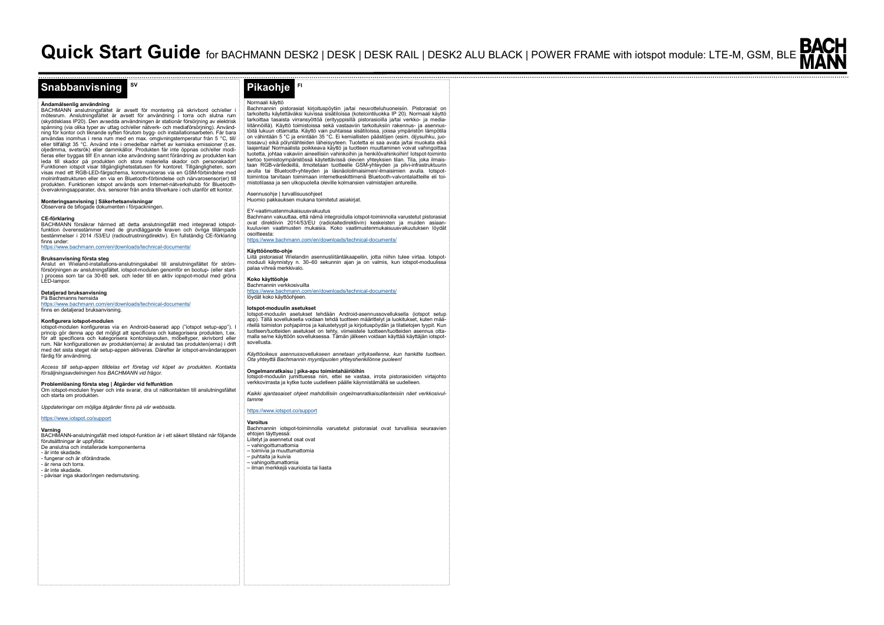# Quick Start Guide for BACHMANN DESK2 | DESK | DESK RAIL | DESK2 ALU BLACK | POWER FRAME with iotspot module: LTE-M, GSM, BLE

## Snabbanvisning SV

**Ändamålsenlig användning**
BACHMANN anslutningsfältet är avsett för montering på skrivbord och/eller i mötesrum. Anslutningsfältet är avsett för användning i torra och slutna rum (skyddsklass IP20). Den avsedda användningen är stationär försörjning av elektrisk spänning (via olika typer av uttag och/eller nätverk- och mediaförsörjning). Användning för kontor och liknande syften förutom bygg- och installationsarbeten. Får bara användas inomhus i rena rum med en max. omgivningstemperatur från 5 °C, till/eller tillfälligt 35 °C. Använd inte i omedelbar närhet av kemiska emissioner (t.ex. oljedimma, svetsrök) eller dammkällor. Produkten får inte öppnas och/eller modifieras eller byggas till! En annan icke användning samt förändring av produkten kan leda till skador på produkten och stora materiella skador och personskador! Funktionen iotspot visar tillgänglighetsstatusen för kontoret. Tillgängligheten, som visas med ett RGB-LED-färgschema, kommuniceras via en GSM-förbindelse med molninfrastrukturen eller en via en Bluetooth-förbindelse och närvarosensor(er) till produkten. Funktionen iotspot används som Internet-nätverkshubb för Bluetooth-övervakningsapparater, dvs. sensorer från andra tillverkare i och utanför ett kontor.

**Monteringsanvisning | Säkerhetsanvisningar**
Observera de bifogade dokumenten i förpackningen.

**CE-förklaring**
BACHMANN försäkrar härmed att detta anslutningsfält med integrerad iotspot-funktion överensstämmer med de grundläggande kraven och övriga tillämpade bestämmelser i 2014 /53/EU (radioutrustningdirektiv). En fullständig CE-förklaring finns under:
https://www.bachmann.com/en/downloads/technical-documents/

**Bruksanvisning första steg**
Anslut en Wieland-installations-anslutningskabel till anslutningsfältet för strömförsörjningen av anslutningsfältet. iotspot-modulen genomför en bootup- (eller start-) process som tar ca 30-60 sek. och leder till en aktiv iopspot-modul med gröna LED-lampor.

**Detaljerad bruksanvisning**
På Bachmanns hemsida
https://www.bachmann.com/en/downloads/technical-documents/
finns en detaljerad bruksanvisning.

**Konfigurera iotspot-modulen**
iotspot-modulen konfigureras via en Android-baserad app ("iotspot setup-app"). I princip gör denna app det möjligt att specificera och kategorisera produkten, t.ex. för att specificera och kategorisera kontorslayouten, möbeltyper, skrivbord eller rum. När konfigurationen av produkten(erna) är avslutad tas produkten(erna) i drift med det sista steget när setup-appen aktiveras. Därefter är iotspot-användarappen färdig för användning.

*Access till setup-appen tilldelas ert företag vid köpet av produkten. Kontakta försäljningsavdelningen hos BACHMANN vid frågor.*

**Problemlösning första steg | Åtgärder vid felfunktion**
Om iotspot-modulen fryser och inte svarar, dra ut nätkontakten till anslutningsfältet och starta om produkten.

*Uppdateringar om möjliga åtgärder finns på vår webbsida.*

https://www.iotspot.co/support

**Varning**
BACHMANN-anslutningsfält med iotspot-funktion är i ett säkert tillstånd när följande förutsättningar är uppfyllda:
De anslutna och installerade komponenterna
- är inte skadade.
- fungerar och är oförändrade.
- är rena och torra.
- är inte skadade.
- påvisar inga skador/ingen nedsmutsning.

## Pikaohje FI

Normaali käyttö
Bachmannin pistorasiat kirjoituspöytiin ja/tai neuvotteluhuoneisiin. Pistorasiat on tarkoitettu käytettäväksi kuivissa sisätiloissa (kotelointiluokka IP 20). Normaali käyttö tarkoittaa tasaista virransyöttöä (erityyppisillä pistorasioilla ja/tai verkko- ja medialiitännöillä). Käyttö toimistoissa sekä vastaaviin tarkoituksiin rakennus- ja asennustöitä lukuun ottamatta. Käyttö vain puhtaissa sisätiloissa, joissa ympäristön lämpötila on vähintään 5 °C ja enintään 35 °C. Ei kemiallisten päästöjen (esim. öljysuihku, juotossavu) eikä pölynlähteiden läheisyyteen. Tuotetta ei saa avata ja/tai muokata eikä laajentaa! Normaalista poikkeava käyttö ja tuotteen muuttaminen voivat vahingoittaa tuotetta, johtaa vakaviin aineellisiin vahinkoihin ja henkilövahinkoihin! Iotspot-toiminto kertoo toimistoympäristössä käytettävissä olevien yhteyksien tilan. Tila, joka ilmaistaan RGB-väriledeillä, ilmoitetaan tuotteelle GSM-yhteyden ja pilvi-infrastruktuurin avulla tai Bluetooth-yhteyden ja läsnäoloilmaisimen/-ilmaisimien avulla. Iotspot-toimintoa tarvitaan toimimaan internetkeskittimenä Bluetooth-valvontalaitteille eli toimistotilassa ja sen ulkopuolella oleville kolmansien valmistajien antureille.

Asennusohje | turvallisuusohjeet
Huomio pakkauksen mukana toimitetut asiakirjat.

EY-vaatimustenmukaisuusvakuutus
Bachmann vakuuttaa, että nämä integroidulla iotspot-toiminnolla varustetut pistorasiat ovat direktiivin 2014/53/EU (radiolaitedirektiivin) keskeisten ja muiden asiaankuuluvien vaatimusten mukaisia. Koko vaatimustenmukaisuusvakuutuksen löydät osoitteesta:
https://www.bachmann.com/en/downloads/technical-documents/

**Käyttöönotto-ohje**
Liitä pistorasiat Wielandin asennusliitäntäkaapeliin, jotta niihin tulee virtaa. Iotspot-moduuli käynnistyy n. 30–60 sekunnin ajan ja on valmis, kun iotspot-moduulissa palaa vihreä merkkivalo.

**Koko käyttöohje**
Bachmannin verkkosivuilta
https://www.bachmann.com/en/downloads/technical-documents/
löydät koko käyttöohjeen.

**Iotspot-moduulin asetukset**
Iotspot-moduulin asetukset tehdään Android-asennussovelluksella (iotspot setup app). Tällä sovelluksella voidaan tehdä tuotteen määrittelyt ja luokitukset, kuten määritellä toimiston pohjapiirros ja kalustetyypit ja kirjoituspöydän ja tilatietojen tyypit. Kun tuotteen/tuotteiden asetukset on tehty, viimeistele tuotteen/tuotteiden asennus ottamalla se/ne käyttöön sovelluksessa. Tämän jälkeen voidaan käyttää käyttäjän iotspot-sovellusta.

*Käyttöoikeus asennussovellukseen annetaan yrityksellenne, kun hankitte tuotteen. Ota yhteyttä Bachmannin myyntipuolen yhteyshenkilönne puoleen!*

**Ongelmanratkaisu | pika-apu toimintahäiriöihin**
Iotspot-moduulin jumittuessa niin, ettei se vastaa, irrota pistorasioiden virtajohto verkkovirrasta ja kytke tuote uudelleen päälle käynnistämällä se uudelleen.

*Kaikki ajantasaiset ohjeet mahdollisiin ongelmanratkaisutilanteisiin näet verkkosivultamme*

https://www.iotspot.co/support

**Varoitus**
Bachmannin iotspot-toiminnolla varustetut pistorasiat ovat turvallisia seuraavien ehtojen täyttyessä:
Liitetyt ja asennetut osat ovat
– vahingoittumattomia
– toimivia ja muuttumattomia
– puhtaita ja kuivia
– vahingoittumattomia
– ilman merkkejä vaurioista tai liasta